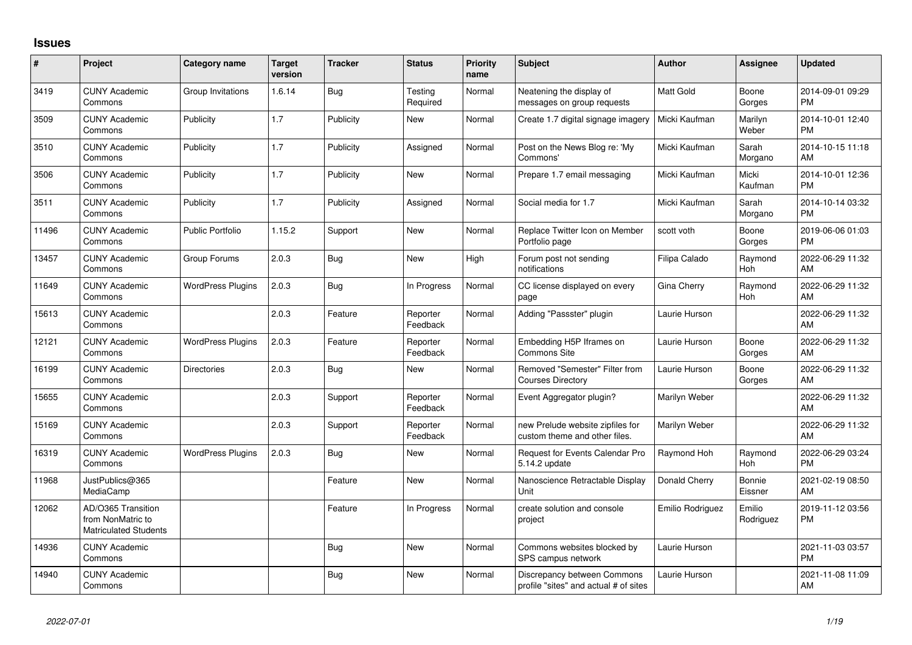# Issues

| # | Project | Category name | Target version | Tracker | Status | Priority name | Subject | Author | Assignee | Updated |
|---|---|---|---|---|---|---|---|---|---|---|
| 3419 | CUNY Academic Commons | Group Invitations | 1.6.14 | Bug | Testing Required | Normal | Neatening the display of messages on group requests | Matt Gold | Boone Gorges | 2014-09-01 09:29 PM |
| 3509 | CUNY Academic Commons | Publicity | 1.7 | Publicity | New | Normal | Create 1.7 digital signage imagery | Micki Kaufman | Marilyn Weber | 2014-10-01 12:40 PM |
| 3510 | CUNY Academic Commons | Publicity | 1.7 | Publicity | Assigned | Normal | Post on the News Blog re: 'My Commons' | Micki Kaufman | Sarah Morgano | 2014-10-15 11:18 AM |
| 3506 | CUNY Academic Commons | Publicity | 1.7 | Publicity | New | Normal | Prepare 1.7 email messaging | Micki Kaufman | Micki Kaufman | 2014-10-01 12:36 PM |
| 3511 | CUNY Academic Commons | Publicity | 1.7 | Publicity | Assigned | Normal | Social media for 1.7 | Micki Kaufman | Sarah Morgano | 2014-10-14 03:32 PM |
| 11496 | CUNY Academic Commons | Public Portfolio | 1.15.2 | Support | New | Normal | Replace Twitter Icon on Member Portfolio page | scott voth | Boone Gorges | 2019-06-06 01:03 PM |
| 13457 | CUNY Academic Commons | Group Forums | 2.0.3 | Bug | New | High | Forum post not sending notifications | Filipa Calado | Raymond Hoh | 2022-06-29 11:32 AM |
| 11649 | CUNY Academic Commons | WordPress Plugins | 2.0.3 | Bug | In Progress | Normal | CC license displayed on every page | Gina Cherry | Raymond Hoh | 2022-06-29 11:32 AM |
| 15613 | CUNY Academic Commons | | 2.0.3 | Feature | Reporter Feedback | Normal | Adding "Passster" plugin | Laurie Hurson | | 2022-06-29 11:32 AM |
| 12121 | CUNY Academic Commons | WordPress Plugins | 2.0.3 | Feature | Reporter Feedback | Normal | Embedding H5P Iframes on Commons Site | Laurie Hurson | Boone Gorges | 2022-06-29 11:32 AM |
| 16199 | CUNY Academic Commons | Directories | 2.0.3 | Bug | New | Normal | Removed "Semester" Filter from Courses Directory | Laurie Hurson | Boone Gorges | 2022-06-29 11:32 AM |
| 15655 | CUNY Academic Commons | | 2.0.3 | Support | Reporter Feedback | Normal | Event Aggregator plugin? | Marilyn Weber | | 2022-06-29 11:32 AM |
| 15169 | CUNY Academic Commons | | 2.0.3 | Support | Reporter Feedback | Normal | new Prelude website zipfiles for custom theme and other files. | Marilyn Weber | | 2022-06-29 11:32 AM |
| 16319 | CUNY Academic Commons | WordPress Plugins | 2.0.3 | Bug | New | Normal | Request for Events Calendar Pro 5.14.2 update | Raymond Hoh | Raymond Hoh | 2022-06-29 03:24 PM |
| 11968 | JustPublics@365 MediaCamp | | | Feature | New | Normal | Nanoscience Retractable Display Unit | Donald Cherry | Bonnie Eissner | 2021-02-19 08:50 AM |
| 12062 | AD/O365 Transition from NonMatric to Matriculated Students | | | Feature | In Progress | Normal | create solution and console project | Emilio Rodriguez | Emilio Rodriguez | 2019-11-12 03:56 PM |
| 14936 | CUNY Academic Commons | | | Bug | New | Normal | Commons websites blocked by SPS campus network | Laurie Hurson | | 2021-11-03 03:57 PM |
| 14940 | CUNY Academic Commons | | | Bug | New | Normal | Discrepancy between Commons profile "sites" and actual # of sites | Laurie Hurson | | 2021-11-08 11:09 AM |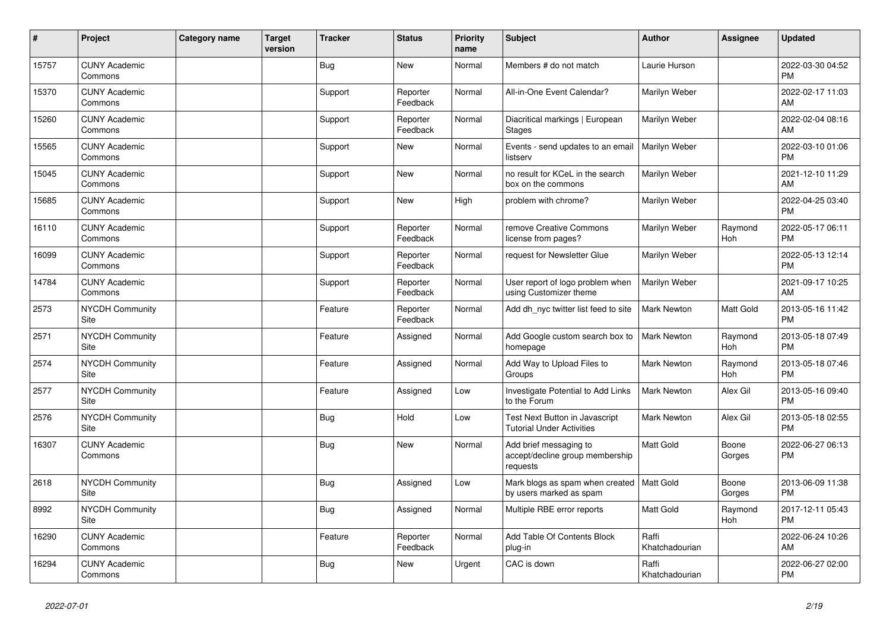| # | Project | Category name | Target version | Tracker | Status | Priority name | Subject | Author | Assignee | Updated |
|---|---|---|---|---|---|---|---|---|---|---|
| 15757 | CUNY Academic Commons | | | Bug | New | Normal | Members # do not match | Laurie Hurson | | 2022-03-30 04:52 PM |
| 15370 | CUNY Academic Commons | | | Support | Reporter Feedback | Normal | All-in-One Event Calendar? | Marilyn Weber | | 2022-02-17 11:03 AM |
| 15260 | CUNY Academic Commons | | | Support | Reporter Feedback | Normal | Diacritical markings \| European Stages | Marilyn Weber | | 2022-02-04 08:16 AM |
| 15565 | CUNY Academic Commons | | | Support | New | Normal | Events - send updates to an email listserv | Marilyn Weber | | 2022-03-10 01:06 PM |
| 15045 | CUNY Academic Commons | | | Support | New | Normal | no result for KCeL in the search box on the commons | Marilyn Weber | | 2021-12-10 11:29 AM |
| 15685 | CUNY Academic Commons | | | Support | New | High | problem with chrome? | Marilyn Weber | | 2022-04-25 03:40 PM |
| 16110 | CUNY Academic Commons | | | Support | Reporter Feedback | Normal | remove Creative Commons license from pages? | Marilyn Weber | Raymond Hoh | 2022-05-17 06:11 PM |
| 16099 | CUNY Academic Commons | | | Support | Reporter Feedback | Normal | request for Newsletter Glue | Marilyn Weber | | 2022-05-13 12:14 PM |
| 14784 | CUNY Academic Commons | | | Support | Reporter Feedback | Normal | User report of logo problem when using Customizer theme | Marilyn Weber | | 2021-09-17 10:25 AM |
| 2573 | NYCDH Community Site | | | Feature | Reporter Feedback | Normal | Add dh_nyc twitter list feed to site | Mark Newton | Matt Gold | 2013-05-16 11:42 PM |
| 2571 | NYCDH Community Site | | | Feature | Assigned | Normal | Add Google custom search box to homepage | Mark Newton | Raymond Hoh | 2013-05-18 07:49 PM |
| 2574 | NYCDH Community Site | | | Feature | Assigned | Normal | Add Way to Upload Files to Groups | Mark Newton | Raymond Hoh | 2013-05-18 07:46 PM |
| 2577 | NYCDH Community Site | | | Feature | Assigned | Low | Investigate Potential to Add Links to the Forum | Mark Newton | Alex Gil | 2013-05-16 09:40 PM |
| 2576 | NYCDH Community Site | | | Bug | Hold | Low | Test Next Button in Javascript Tutorial Under Activities | Mark Newton | Alex Gil | 2013-05-18 02:55 PM |
| 16307 | CUNY Academic Commons | | | Bug | New | Normal | Add brief messaging to accept/decline group membership requests | Matt Gold | Boone Gorges | 2022-06-27 06:13 PM |
| 2618 | NYCDH Community Site | | | Bug | Assigned | Low | Mark blogs as spam when created by users marked as spam | Matt Gold | Boone Gorges | 2013-06-09 11:38 PM |
| 8992 | NYCDH Community Site | | | Bug | Assigned | Normal | Multiple RBE error reports | Matt Gold | Raymond Hoh | 2017-12-11 05:43 PM |
| 16290 | CUNY Academic Commons | | | Feature | Reporter Feedback | Normal | Add Table Of Contents Block plug-in | Raffi Khatchadourian | | 2022-06-24 10:26 AM |
| 16294 | CUNY Academic Commons | | | Bug | New | Urgent | CAC is down | Raffi Khatchadourian | | 2022-06-27 02:00 PM |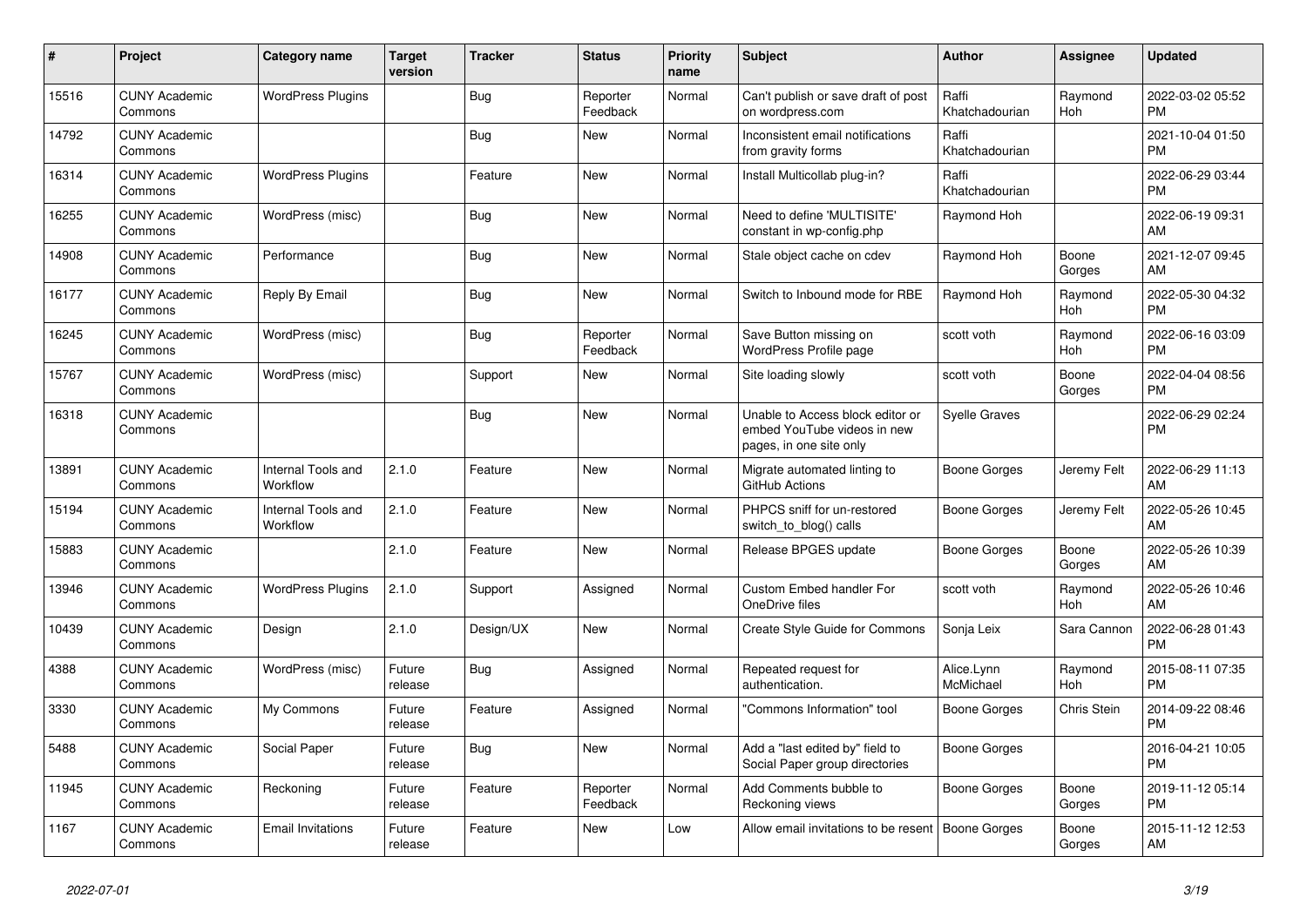| # | Project | Category name | Target version | Tracker | Status | Priority name | Subject | Author | Assignee | Updated |
|---|---|---|---|---|---|---|---|---|---|---|
| 15516 | CUNY Academic Commons | WordPress Plugins | | Bug | Reporter Feedback | Normal | Can't publish or save draft of post on wordpress.com | Raffi Khatchadourian | Raymond Hoh | 2022-03-02 05:52 PM |
| 14792 | CUNY Academic Commons | | | Bug | New | Normal | Inconsistent email notifications from gravity forms | Raffi Khatchadourian | | 2021-10-04 01:50 PM |
| 16314 | CUNY Academic Commons | WordPress Plugins | | Feature | New | Normal | Install Multicollab plug-in? | Raffi Khatchadourian | | 2022-06-29 03:44 PM |
| 16255 | CUNY Academic Commons | WordPress (misc) | | Bug | New | Normal | Need to define 'MULTISITE' constant in wp-config.php | Raymond Hoh | | 2022-06-19 09:31 AM |
| 14908 | CUNY Academic Commons | Performance | | Bug | New | Normal | Stale object cache on cdev | Raymond Hoh | Boone Gorges | 2021-12-07 09:45 AM |
| 16177 | CUNY Academic Commons | Reply By Email | | Bug | New | Normal | Switch to Inbound mode for RBE | Raymond Hoh | Raymond Hoh | 2022-05-30 04:32 PM |
| 16245 | CUNY Academic Commons | WordPress (misc) | | Bug | Reporter Feedback | Normal | Save Button missing on WordPress Profile page | scott voth | Raymond Hoh | 2022-06-16 03:09 PM |
| 15767 | CUNY Academic Commons | WordPress (misc) | | Support | New | Normal | Site loading slowly | scott voth | Boone Gorges | 2022-04-04 08:56 PM |
| 16318 | CUNY Academic Commons | | | Bug | New | Normal | Unable to Access block editor or embed YouTube videos in new pages, in one site only | Syelle Graves | | 2022-06-29 02:24 PM |
| 13891 | CUNY Academic Commons | Internal Tools and Workflow | 2.1.0 | Feature | New | Normal | Migrate automated linting to GitHub Actions | Boone Gorges | Jeremy Felt | 2022-06-29 11:13 AM |
| 15194 | CUNY Academic Commons | Internal Tools and Workflow | 2.1.0 | Feature | New | Normal | PHPCS sniff for un-restored switch_to_blog() calls | Boone Gorges | Jeremy Felt | 2022-05-26 10:45 AM |
| 15883 | CUNY Academic Commons | | 2.1.0 | Feature | New | Normal | Release BPGES update | Boone Gorges | Boone Gorges | 2022-05-26 10:39 AM |
| 13946 | CUNY Academic Commons | WordPress Plugins | 2.1.0 | Support | Assigned | Normal | Custom Embed handler For OneDrive files | scott voth | Raymond Hoh | 2022-05-26 10:46 AM |
| 10439 | CUNY Academic Commons | Design | 2.1.0 | Design/UX | New | Normal | Create Style Guide for Commons | Sonja Leix | Sara Cannon | 2022-06-28 01:43 PM |
| 4388 | CUNY Academic Commons | WordPress (misc) | Future release | Bug | Assigned | Normal | Repeated request for authentication. | Alice.Lynn McMichael | Raymond Hoh | 2015-08-11 07:35 PM |
| 3330 | CUNY Academic Commons | My Commons | Future release | Feature | Assigned | Normal | "Commons Information" tool | Boone Gorges | Chris Stein | 2014-09-22 08:46 PM |
| 5488 | CUNY Academic Commons | Social Paper | Future release | Bug | New | Normal | Add a "last edited by" field to Social Paper group directories | Boone Gorges | | 2016-04-21 10:05 PM |
| 11945 | CUNY Academic Commons | Reckoning | Future release | Feature | Reporter Feedback | Normal | Add Comments bubble to Reckoning views | Boone Gorges | Boone Gorges | 2019-11-12 05:14 PM |
| 1167 | CUNY Academic Commons | Email Invitations | Future release | Feature | New | Low | Allow email invitations to be resent | Boone Gorges | Boone Gorges | 2015-11-12 12:53 AM |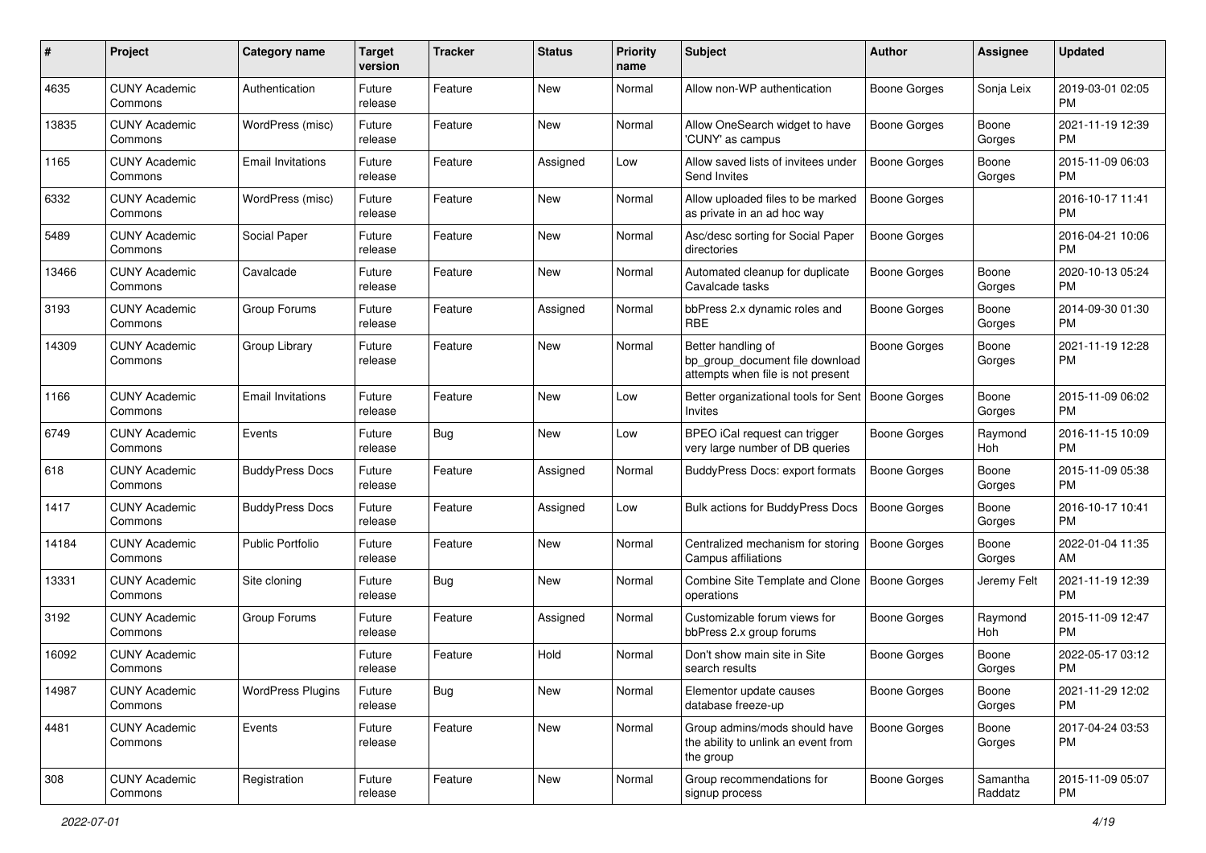| # | Project | Category name | Target version | Tracker | Status | Priority name | Subject | Author | Assignee | Updated |
|---|---|---|---|---|---|---|---|---|---|---|
| 4635 | CUNY Academic Commons | Authentication | Future release | Feature | New | Normal | Allow non-WP authentication | Boone Gorges | Sonja Leix | 2019-03-01 02:05 PM |
| 13835 | CUNY Academic Commons | WordPress (misc) | Future release | Feature | New | Normal | Allow OneSearch widget to have 'CUNY' as campus | Boone Gorges | Boone Gorges | 2021-11-19 12:39 PM |
| 1165 | CUNY Academic Commons | Email Invitations | Future release | Feature | Assigned | Low | Allow saved lists of invitees under Send Invites | Boone Gorges | Boone Gorges | 2015-11-09 06:03 PM |
| 6332 | CUNY Academic Commons | WordPress (misc) | Future release | Feature | New | Normal | Allow uploaded files to be marked as private in an ad hoc way | Boone Gorges | | 2016-10-17 11:41 PM |
| 5489 | CUNY Academic Commons | Social Paper | Future release | Feature | New | Normal | Asc/desc sorting for Social Paper directories | Boone Gorges | | 2016-04-21 10:06 PM |
| 13466 | CUNY Academic Commons | Cavalcade | Future release | Feature | New | Normal | Automated cleanup for duplicate Cavalcade tasks | Boone Gorges | Boone Gorges | 2020-10-13 05:24 PM |
| 3193 | CUNY Academic Commons | Group Forums | Future release | Feature | Assigned | Normal | bbPress 2.x dynamic roles and RBE | Boone Gorges | Boone Gorges | 2014-09-30 01:30 PM |
| 14309 | CUNY Academic Commons | Group Library | Future release | Feature | New | Normal | Better handling of bp_group_document file download attempts when file is not present | Boone Gorges | Boone Gorges | 2021-11-19 12:28 PM |
| 1166 | CUNY Academic Commons | Email Invitations | Future release | Feature | New | Low | Better organizational tools for Sent Invites | Boone Gorges | Boone Gorges | 2015-11-09 06:02 PM |
| 6749 | CUNY Academic Commons | Events | Future release | Bug | New | Low | BPEO iCal request can trigger very large number of DB queries | Boone Gorges | Raymond Hoh | 2016-11-15 10:09 PM |
| 618 | CUNY Academic Commons | BuddyPress Docs | Future release | Feature | Assigned | Normal | BuddyPress Docs: export formats | Boone Gorges | Boone Gorges | 2015-11-09 05:38 PM |
| 1417 | CUNY Academic Commons | BuddyPress Docs | Future release | Feature | Assigned | Low | Bulk actions for BuddyPress Docs | Boone Gorges | Boone Gorges | 2016-10-17 10:41 PM |
| 14184 | CUNY Academic Commons | Public Portfolio | Future release | Feature | New | Normal | Centralized mechanism for storing Campus affiliations | Boone Gorges | Boone Gorges | 2022-01-04 11:35 AM |
| 13331 | CUNY Academic Commons | Site cloning | Future release | Bug | New | Normal | Combine Site Template and Clone operations | Boone Gorges | Jeremy Felt | 2021-11-19 12:39 PM |
| 3192 | CUNY Academic Commons | Group Forums | Future release | Feature | Assigned | Normal | Customizable forum views for bbPress 2.x group forums | Boone Gorges | Raymond Hoh | 2015-11-09 12:47 PM |
| 16092 | CUNY Academic Commons | | Future release | Feature | Hold | Normal | Don't show main site in Site search results | Boone Gorges | Boone Gorges | 2022-05-17 03:12 PM |
| 14987 | CUNY Academic Commons | WordPress Plugins | Future release | Bug | New | Normal | Elementor update causes database freeze-up | Boone Gorges | Boone Gorges | 2021-11-29 12:02 PM |
| 4481 | CUNY Academic Commons | Events | Future release | Feature | New | Normal | Group admins/mods should have the ability to unlink an event from the group | Boone Gorges | Boone Gorges | 2017-04-24 03:53 PM |
| 308 | CUNY Academic Commons | Registration | Future release | Feature | New | Normal | Group recommendations for signup process | Boone Gorges | Samantha Raddatz | 2015-11-09 05:07 PM |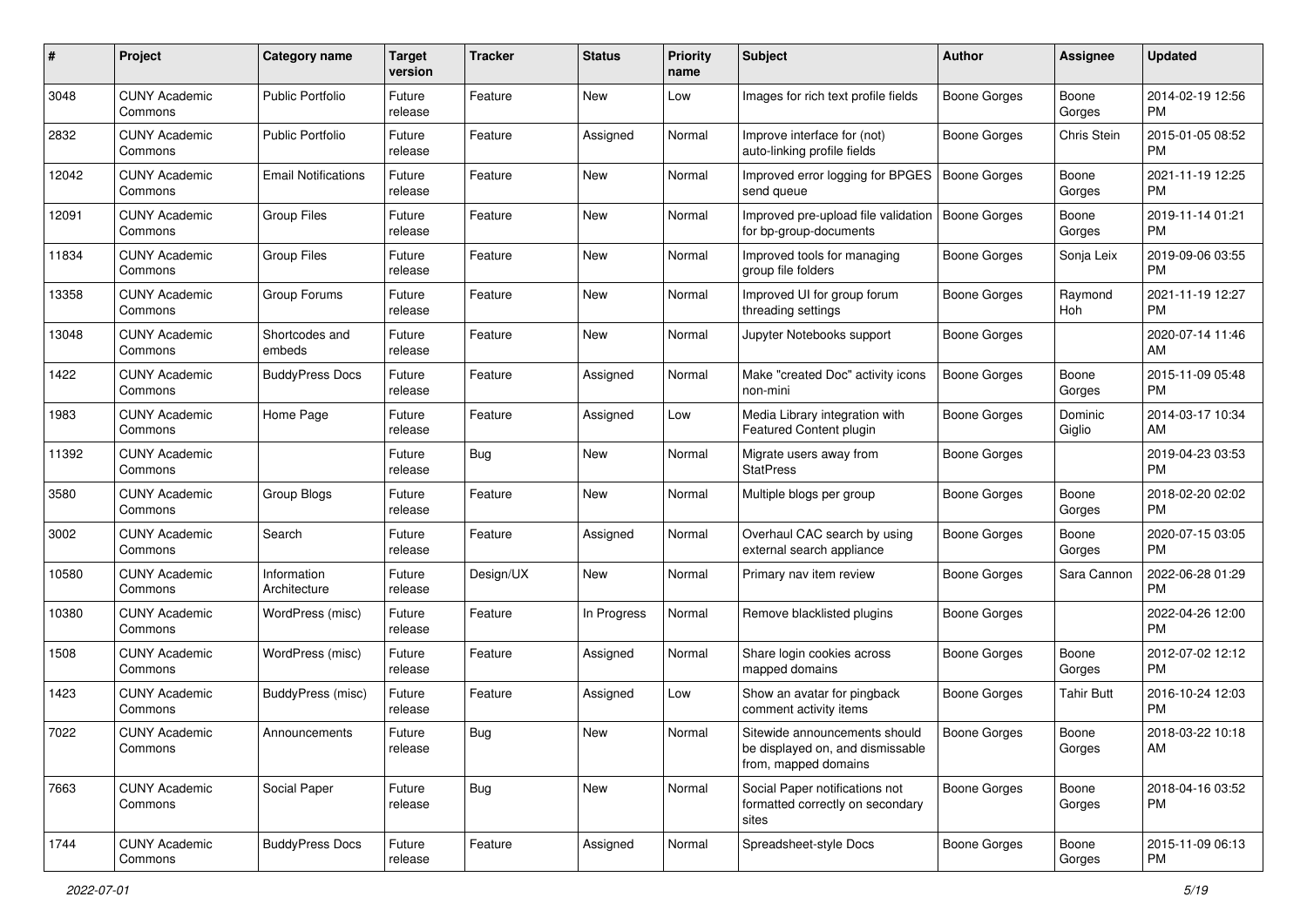| # | Project | Category name | Target version | Tracker | Status | Priority name | Subject | Author | Assignee | Updated |
|---|---|---|---|---|---|---|---|---|---|---|
| 3048 | CUNY Academic Commons | Public Portfolio | Future release | Feature | New | Low | Images for rich text profile fields | Boone Gorges | Boone Gorges | 2014-02-19 12:56 PM |
| 2832 | CUNY Academic Commons | Public Portfolio | Future release | Feature | Assigned | Normal | Improve interface for (not) auto-linking profile fields | Boone Gorges | Chris Stein | 2015-01-05 08:52 PM |
| 12042 | CUNY Academic Commons | Email Notifications | Future release | Feature | New | Normal | Improved error logging for BPGES send queue | Boone Gorges | Boone Gorges | 2021-11-19 12:25 PM |
| 12091 | CUNY Academic Commons | Group Files | Future release | Feature | New | Normal | Improved pre-upload file validation for bp-group-documents | Boone Gorges | Boone Gorges | 2019-11-14 01:21 PM |
| 11834 | CUNY Academic Commons | Group Files | Future release | Feature | New | Normal | Improved tools for managing group file folders | Boone Gorges | Sonja Leix | 2019-09-06 03:55 PM |
| 13358 | CUNY Academic Commons | Group Forums | Future release | Feature | New | Normal | Improved UI for group forum threading settings | Boone Gorges | Raymond Hoh | 2021-11-19 12:27 PM |
| 13048 | CUNY Academic Commons | Shortcodes and embeds | Future release | Feature | New | Normal | Jupyter Notebooks support | Boone Gorges | | 2020-07-14 11:46 AM |
| 1422 | CUNY Academic Commons | BuddyPress Docs | Future release | Feature | Assigned | Normal | Make "created Doc" activity icons non-mini | Boone Gorges | Boone Gorges | 2015-11-09 05:48 PM |
| 1983 | CUNY Academic Commons | Home Page | Future release | Feature | Assigned | Low | Media Library integration with Featured Content plugin | Boone Gorges | Dominic Giglio | 2014-03-17 10:34 AM |
| 11392 | CUNY Academic Commons | | Future release | Bug | New | Normal | Migrate users away from StatPress | Boone Gorges | | 2019-04-23 03:53 PM |
| 3580 | CUNY Academic Commons | Group Blogs | Future release | Feature | New | Normal | Multiple blogs per group | Boone Gorges | Boone Gorges | 2018-02-20 02:02 PM |
| 3002 | CUNY Academic Commons | Search | Future release | Feature | Assigned | Normal | Overhaul CAC search by using external search appliance | Boone Gorges | Boone Gorges | 2020-07-15 03:05 PM |
| 10580 | CUNY Academic Commons | Information Architecture | Future release | Design/UX | New | Normal | Primary nav item review | Boone Gorges | Sara Cannon | 2022-06-28 01:29 PM |
| 10380 | CUNY Academic Commons | WordPress (misc) | Future release | Feature | In Progress | Normal | Remove blacklisted plugins | Boone Gorges | | 2022-04-26 12:00 PM |
| 1508 | CUNY Academic Commons | WordPress (misc) | Future release | Feature | Assigned | Normal | Share login cookies across mapped domains | Boone Gorges | Boone Gorges | 2012-07-02 12:12 PM |
| 1423 | CUNY Academic Commons | BuddyPress (misc) | Future release | Feature | Assigned | Low | Show an avatar for pingback comment activity items | Boone Gorges | Tahir Butt | 2016-10-24 12:03 PM |
| 7022 | CUNY Academic Commons | Announcements | Future release | Bug | New | Normal | Sitewide announcements should be displayed on, and dismissable from, mapped domains | Boone Gorges | Boone Gorges | 2018-03-22 10:18 AM |
| 7663 | CUNY Academic Commons | Social Paper | Future release | Bug | New | Normal | Social Paper notifications not formatted correctly on secondary sites | Boone Gorges | Boone Gorges | 2018-04-16 03:52 PM |
| 1744 | CUNY Academic Commons | BuddyPress Docs | Future release | Feature | Assigned | Normal | Spreadsheet-style Docs | Boone Gorges | Boone Gorges | 2015-11-09 06:13 PM |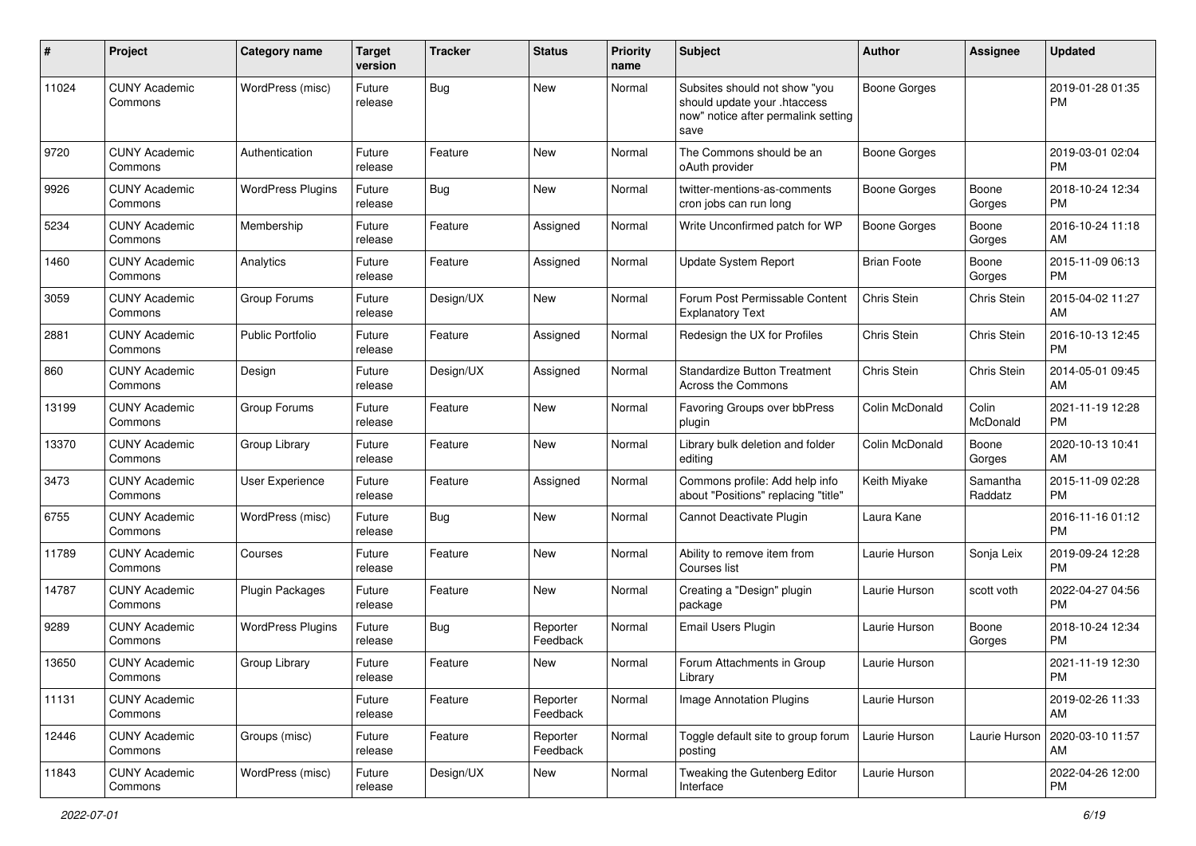| # | Project | Category name | Target version | Tracker | Status | Priority name | Subject | Author | Assignee | Updated |
|---|---|---|---|---|---|---|---|---|---|---|
| 11024 | CUNY Academic Commons | WordPress (misc) | Future release | Bug | New | Normal | Subsites should not show "you should update your .htaccess now" notice after permalink setting save | Boone Gorges | | 2019-01-28 01:35 PM |
| 9720 | CUNY Academic Commons | Authentication | Future release | Feature | New | Normal | The Commons should be an oAuth provider | Boone Gorges | | 2019-03-01 02:04 PM |
| 9926 | CUNY Academic Commons | WordPress Plugins | Future release | Bug | New | Normal | twitter-mentions-as-comments cron jobs can run long | Boone Gorges | Boone Gorges | 2018-10-24 12:34 PM |
| 5234 | CUNY Academic Commons | Membership | Future release | Feature | Assigned | Normal | Write Unconfirmed patch for WP | Boone Gorges | Boone Gorges | 2016-10-24 11:18 AM |
| 1460 | CUNY Academic Commons | Analytics | Future release | Feature | Assigned | Normal | Update System Report | Brian Foote | Boone Gorges | 2015-11-09 06:13 PM |
| 3059 | CUNY Academic Commons | Group Forums | Future release | Design/UX | New | Normal | Forum Post Permissable Content Explanatory Text | Chris Stein | Chris Stein | 2015-04-02 11:27 AM |
| 2881 | CUNY Academic Commons | Public Portfolio | Future release | Feature | Assigned | Normal | Redesign the UX for Profiles | Chris Stein | Chris Stein | 2016-10-13 12:45 PM |
| 860 | CUNY Academic Commons | Design | Future release | Design/UX | Assigned | Normal | Standardize Button Treatment Across the Commons | Chris Stein | Chris Stein | 2014-05-01 09:45 AM |
| 13199 | CUNY Academic Commons | Group Forums | Future release | Feature | New | Normal | Favoring Groups over bbPress plugin | Colin McDonald | Colin McDonald | 2021-11-19 12:28 PM |
| 13370 | CUNY Academic Commons | Group Library | Future release | Feature | New | Normal | Library bulk deletion and folder editing | Colin McDonald | Boone Gorges | 2020-10-13 10:41 AM |
| 3473 | CUNY Academic Commons | User Experience | Future release | Feature | Assigned | Normal | Commons profile: Add help info about "Positions" replacing "title" | Keith Miyake | Samantha Raddatz | 2015-11-09 02:28 PM |
| 6755 | CUNY Academic Commons | WordPress (misc) | Future release | Bug | New | Normal | Cannot Deactivate Plugin | Laura Kane | | 2016-11-16 01:12 PM |
| 11789 | CUNY Academic Commons | Courses | Future release | Feature | New | Normal | Ability to remove item from Courses list | Laurie Hurson | Sonja Leix | 2019-09-24 12:28 PM |
| 14787 | CUNY Academic Commons | Plugin Packages | Future release | Feature | New | Normal | Creating a "Design" plugin package | Laurie Hurson | scott voth | 2022-04-27 04:56 PM |
| 9289 | CUNY Academic Commons | WordPress Plugins | Future release | Bug | Reporter Feedback | Normal | Email Users Plugin | Laurie Hurson | Boone Gorges | 2018-10-24 12:34 PM |
| 13650 | CUNY Academic Commons | Group Library | Future release | Feature | New | Normal | Forum Attachments in Group Library | Laurie Hurson | | 2021-11-19 12:30 PM |
| 11131 | CUNY Academic Commons | | Future release | Feature | Reporter Feedback | Normal | Image Annotation Plugins | Laurie Hurson | | 2019-02-26 11:33 AM |
| 12446 | CUNY Academic Commons | Groups (misc) | Future release | Feature | Reporter Feedback | Normal | Toggle default site to group forum posting | Laurie Hurson | Laurie Hurson | 2020-03-10 11:57 AM |
| 11843 | CUNY Academic Commons | WordPress (misc) | Future release | Design/UX | New | Normal | Tweaking the Gutenberg Editor Interface | Laurie Hurson | | 2022-04-26 12:00 PM |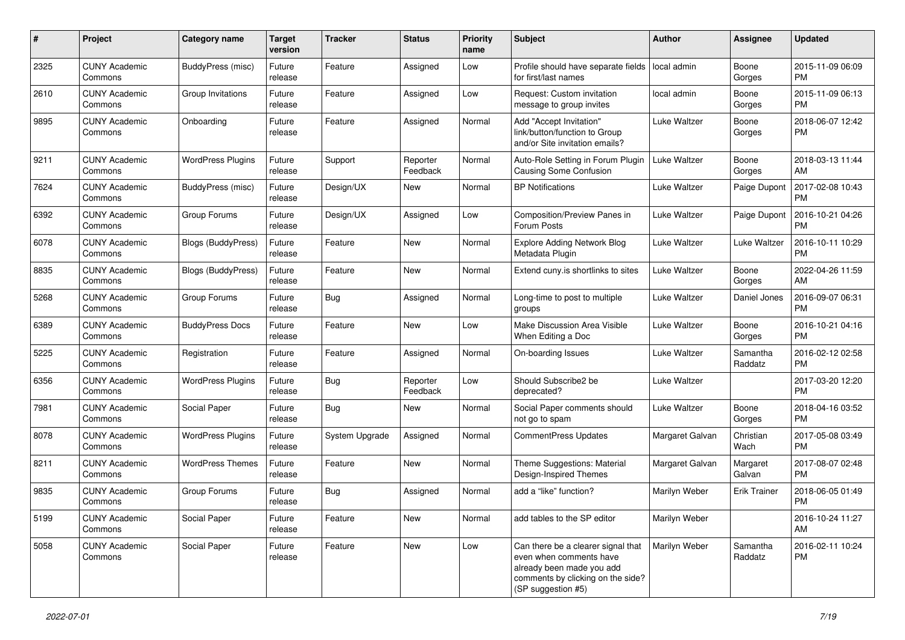| # | Project | Category name | Target version | Tracker | Status | Priority name | Subject | Author | Assignee | Updated |
|---|---|---|---|---|---|---|---|---|---|---|
| 2325 | CUNY Academic Commons | BuddyPress (misc) | Future release | Feature | Assigned | Low | Profile should have separate fields for first/last names | local admin | Boone Gorges | 2015-11-09 06:09 PM |
| 2610 | CUNY Academic Commons | Group Invitations | Future release | Feature | Assigned | Low | Request: Custom invitation message to group invites | local admin | Boone Gorges | 2015-11-09 06:13 PM |
| 9895 | CUNY Academic Commons | Onboarding | Future release | Feature | Assigned | Normal | Add "Accept Invitation" link/button/function to Group and/or Site invitation emails? | Luke Waltzer | Boone Gorges | 2018-06-07 12:42 PM |
| 9211 | CUNY Academic Commons | WordPress Plugins | Future release | Support | Reporter Feedback | Normal | Auto-Role Setting in Forum Plugin Causing Some Confusion | Luke Waltzer | Boone Gorges | 2018-03-13 11:44 AM |
| 7624 | CUNY Academic Commons | BuddyPress (misc) | Future release | Design/UX | New | Normal | BP Notifications | Luke Waltzer | Paige Dupont | 2017-02-08 10:43 PM |
| 6392 | CUNY Academic Commons | Group Forums | Future release | Design/UX | Assigned | Low | Composition/Preview Panes in Forum Posts | Luke Waltzer | Paige Dupont | 2016-10-21 04:26 PM |
| 6078 | CUNY Academic Commons | Blogs (BuddyPress) | Future release | Feature | New | Normal | Explore Adding Network Blog Metadata Plugin | Luke Waltzer | Luke Waltzer | 2016-10-11 10:29 PM |
| 8835 | CUNY Academic Commons | Blogs (BuddyPress) | Future release | Feature | New | Normal | Extend cuny.is shortlinks to sites | Luke Waltzer | Boone Gorges | 2022-04-26 11:59 AM |
| 5268 | CUNY Academic Commons | Group Forums | Future release | Bug | Assigned | Normal | Long-time to post to multiple groups | Luke Waltzer | Daniel Jones | 2016-09-07 06:31 PM |
| 6389 | CUNY Academic Commons | BuddyPress Docs | Future release | Feature | New | Low | Make Discussion Area Visible When Editing a Doc | Luke Waltzer | Boone Gorges | 2016-10-21 04:16 PM |
| 5225 | CUNY Academic Commons | Registration | Future release | Feature | Assigned | Normal | On-boarding Issues | Luke Waltzer | Samantha Raddatz | 2016-02-12 02:58 PM |
| 6356 | CUNY Academic Commons | WordPress Plugins | Future release | Bug | Reporter Feedback | Low | Should Subscribe2 be deprecated? | Luke Waltzer | | 2017-03-20 12:20 PM |
| 7981 | CUNY Academic Commons | Social Paper | Future release | Bug | New | Normal | Social Paper comments should not go to spam | Luke Waltzer | Boone Gorges | 2018-04-16 03:52 PM |
| 8078 | CUNY Academic Commons | WordPress Plugins | Future release | System Upgrade | Assigned | Normal | CommentPress Updates | Margaret Galvan | Christian Wach | 2017-05-08 03:49 PM |
| 8211 | CUNY Academic Commons | WordPress Themes | Future release | Feature | New | Normal | Theme Suggestions: Material Design-Inspired Themes | Margaret Galvan | Margaret Galvan | 2017-08-07 02:48 PM |
| 9835 | CUNY Academic Commons | Group Forums | Future release | Bug | Assigned | Normal | add a "like" function? | Marilyn Weber | Erik Trainer | 2018-06-05 01:49 PM |
| 5199 | CUNY Academic Commons | Social Paper | Future release | Feature | New | Normal | add tables to the SP editor | Marilyn Weber | | 2016-10-24 11:27 AM |
| 5058 | CUNY Academic Commons | Social Paper | Future release | Feature | New | Low | Can there be a clearer signal that even when comments have already been made you add comments by clicking on the side? (SP suggestion #5) | Marilyn Weber | Samantha Raddatz | 2016-02-11 10:24 PM |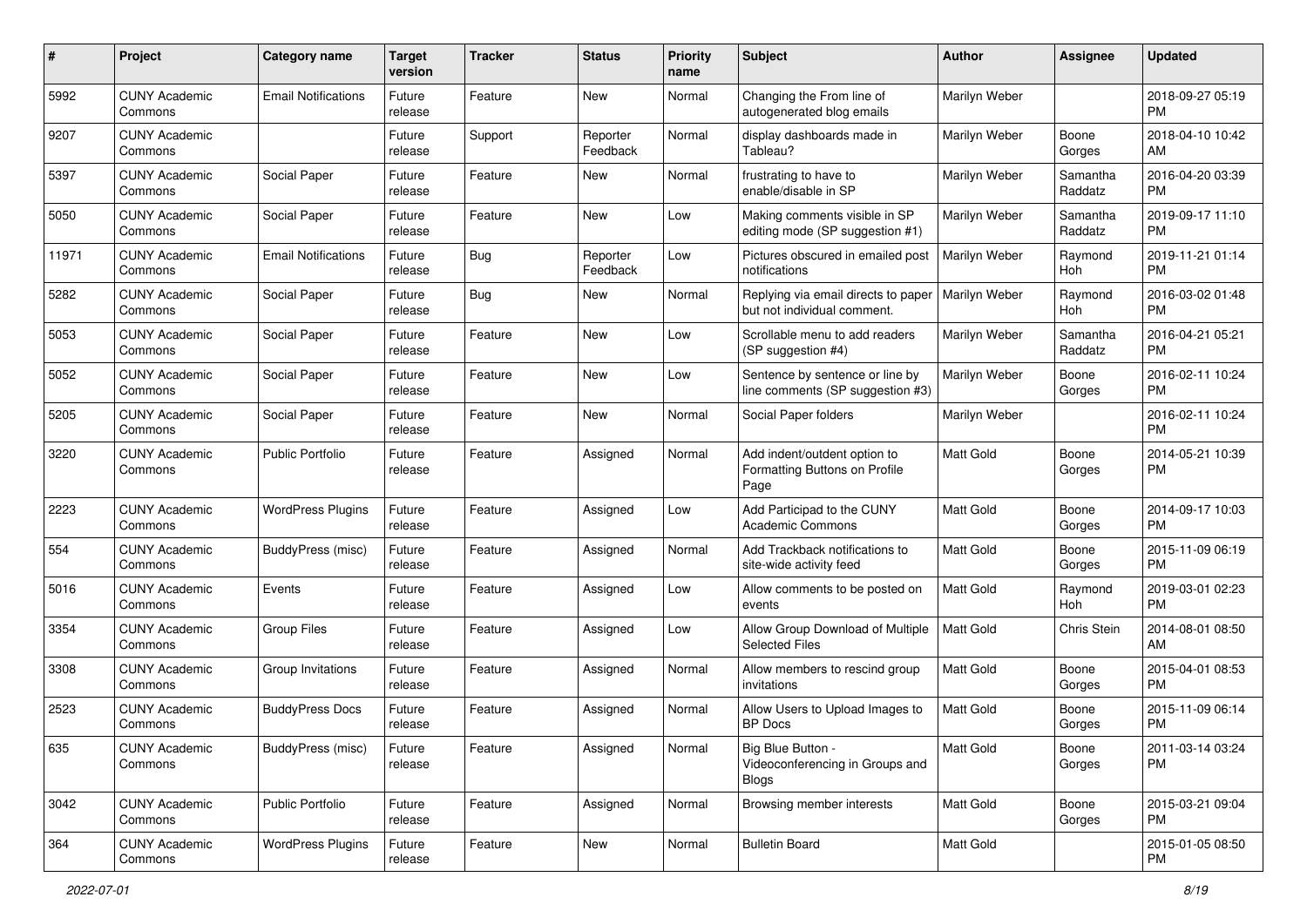| # | Project | Category name | Target version | Tracker | Status | Priority name | Subject | Author | Assignee | Updated |
|---|---|---|---|---|---|---|---|---|---|---|
| 5992 | CUNY Academic Commons | Email Notifications | Future release | Feature | New | Normal | Changing the From line of autogenerated blog emails | Marilyn Weber | | 2018-09-27 05:19 PM |
| 9207 | CUNY Academic Commons | | Future release | Support | Reporter Feedback | Normal | display dashboards made in Tableau? | Marilyn Weber | Boone Gorges | 2018-04-10 10:42 AM |
| 5397 | CUNY Academic Commons | Social Paper | Future release | Feature | New | Normal | frustrating to have to enable/disable in SP | Marilyn Weber | Samantha Raddatz | 2016-04-20 03:39 PM |
| 5050 | CUNY Academic Commons | Social Paper | Future release | Feature | New | Low | Making comments visible in SP editing mode (SP suggestion #1) | Marilyn Weber | Samantha Raddatz | 2019-09-17 11:10 PM |
| 11971 | CUNY Academic Commons | Email Notifications | Future release | Bug | Reporter Feedback | Low | Pictures obscured in emailed post notifications | Marilyn Weber | Raymond Hoh | 2019-11-21 01:14 PM |
| 5282 | CUNY Academic Commons | Social Paper | Future release | Bug | New | Normal | Replying via email directs to paper but not individual comment. | Marilyn Weber | Raymond Hoh | 2016-03-02 01:48 PM |
| 5053 | CUNY Academic Commons | Social Paper | Future release | Feature | New | Low | Scrollable menu to add readers (SP suggestion #4) | Marilyn Weber | Samantha Raddatz | 2016-04-21 05:21 PM |
| 5052 | CUNY Academic Commons | Social Paper | Future release | Feature | New | Low | Sentence by sentence or line by line comments (SP suggestion #3) | Marilyn Weber | Boone Gorges | 2016-02-11 10:24 PM |
| 5205 | CUNY Academic Commons | Social Paper | Future release | Feature | New | Normal | Social Paper folders | Marilyn Weber | | 2016-02-11 10:24 PM |
| 3220 | CUNY Academic Commons | Public Portfolio | Future release | Feature | Assigned | Normal | Add indent/outdent option to Formatting Buttons on Profile Page | Matt Gold | Boone Gorges | 2014-05-21 10:39 PM |
| 2223 | CUNY Academic Commons | WordPress Plugins | Future release | Feature | Assigned | Low | Add Participad to the CUNY Academic Commons | Matt Gold | Boone Gorges | 2014-09-17 10:03 PM |
| 554 | CUNY Academic Commons | BuddyPress (misc) | Future release | Feature | Assigned | Normal | Add Trackback notifications to site-wide activity feed | Matt Gold | Boone Gorges | 2015-11-09 06:19 PM |
| 5016 | CUNY Academic Commons | Events | Future release | Feature | Assigned | Low | Allow comments to be posted on events | Matt Gold | Raymond Hoh | 2019-03-01 02:23 PM |
| 3354 | CUNY Academic Commons | Group Files | Future release | Feature | Assigned | Low | Allow Group Download of Multiple Selected Files | Matt Gold | Chris Stein | 2014-08-01 08:50 AM |
| 3308 | CUNY Academic Commons | Group Invitations | Future release | Feature | Assigned | Normal | Allow members to rescind group invitations | Matt Gold | Boone Gorges | 2015-04-01 08:53 PM |
| 2523 | CUNY Academic Commons | BuddyPress Docs | Future release | Feature | Assigned | Normal | Allow Users to Upload Images to BP Docs | Matt Gold | Boone Gorges | 2015-11-09 06:14 PM |
| 635 | CUNY Academic Commons | BuddyPress (misc) | Future release | Feature | Assigned | Normal | Big Blue Button - Videoconferencing in Groups and Blogs | Matt Gold | Boone Gorges | 2011-03-14 03:24 PM |
| 3042 | CUNY Academic Commons | Public Portfolio | Future release | Feature | Assigned | Normal | Browsing member interests | Matt Gold | Boone Gorges | 2015-03-21 09:04 PM |
| 364 | CUNY Academic Commons | WordPress Plugins | Future release | Feature | New | Normal | Bulletin Board | Matt Gold | | 2015-01-05 08:50 PM |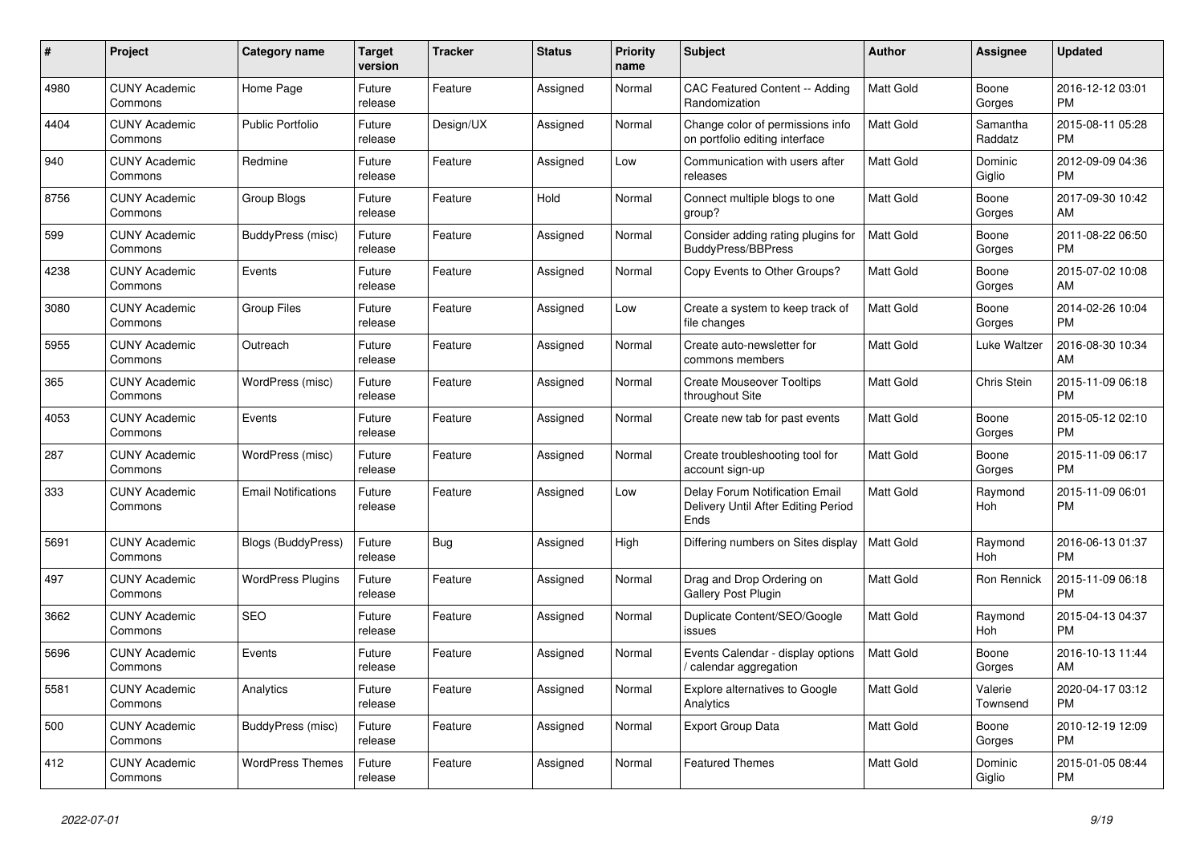| # | Project | Category name | Target version | Tracker | Status | Priority name | Subject | Author | Assignee | Updated |
|---|---|---|---|---|---|---|---|---|---|---|
| 4980 | CUNY Academic Commons | Home Page | Future release | Feature | Assigned | Normal | CAC Featured Content -- Adding Randomization | Matt Gold | Boone Gorges | 2016-12-12 03:01 PM |
| 4404 | CUNY Academic Commons | Public Portfolio | Future release | Design/UX | Assigned | Normal | Change color of permissions info on portfolio editing interface | Matt Gold | Samantha Raddatz | 2015-08-11 05:28 PM |
| 940 | CUNY Academic Commons | Redmine | Future release | Feature | Assigned | Low | Communication with users after releases | Matt Gold | Dominic Giglio | 2012-09-09 04:36 PM |
| 8756 | CUNY Academic Commons | Group Blogs | Future release | Feature | Hold | Normal | Connect multiple blogs to one group? | Matt Gold | Boone Gorges | 2017-09-30 10:42 AM |
| 599 | CUNY Academic Commons | BuddyPress (misc) | Future release | Feature | Assigned | Normal | Consider adding rating plugins for BuddyPress/BBPress | Matt Gold | Boone Gorges | 2011-08-22 06:50 PM |
| 4238 | CUNY Academic Commons | Events | Future release | Feature | Assigned | Normal | Copy Events to Other Groups? | Matt Gold | Boone Gorges | 2015-07-02 10:08 AM |
| 3080 | CUNY Academic Commons | Group Files | Future release | Feature | Assigned | Low | Create a system to keep track of file changes | Matt Gold | Boone Gorges | 2014-02-26 10:04 PM |
| 5955 | CUNY Academic Commons | Outreach | Future release | Feature | Assigned | Normal | Create auto-newsletter for commons members | Matt Gold | Luke Waltzer | 2016-08-30 10:34 AM |
| 365 | CUNY Academic Commons | WordPress (misc) | Future release | Feature | Assigned | Normal | Create Mouseover Tooltips throughout Site | Matt Gold | Chris Stein | 2015-11-09 06:18 PM |
| 4053 | CUNY Academic Commons | Events | Future release | Feature | Assigned | Normal | Create new tab for past events | Matt Gold | Boone Gorges | 2015-05-12 02:10 PM |
| 287 | CUNY Academic Commons | WordPress (misc) | Future release | Feature | Assigned | Normal | Create troubleshooting tool for account sign-up | Matt Gold | Boone Gorges | 2015-11-09 06:17 PM |
| 333 | CUNY Academic Commons | Email Notifications | Future release | Feature | Assigned | Low | Delay Forum Notification Email Delivery Until After Editing Period Ends | Matt Gold | Raymond Hoh | 2015-11-09 06:01 PM |
| 5691 | CUNY Academic Commons | Blogs (BuddyPress) | Future release | Bug | Assigned | High | Differing numbers on Sites display | Matt Gold | Raymond Hoh | 2016-06-13 01:37 PM |
| 497 | CUNY Academic Commons | WordPress Plugins | Future release | Feature | Assigned | Normal | Drag and Drop Ordering on Gallery Post Plugin | Matt Gold | Ron Rennick | 2015-11-09 06:18 PM |
| 3662 | CUNY Academic Commons | SEO | Future release | Feature | Assigned | Normal | Duplicate Content/SEO/Google issues | Matt Gold | Raymond Hoh | 2015-04-13 04:37 PM |
| 5696 | CUNY Academic Commons | Events | Future release | Feature | Assigned | Normal | Events Calendar - display options / calendar aggregation | Matt Gold | Boone Gorges | 2016-10-13 11:44 AM |
| 5581 | CUNY Academic Commons | Analytics | Future release | Feature | Assigned | Normal | Explore alternatives to Google Analytics | Matt Gold | Valerie Townsend | 2020-04-17 03:12 PM |
| 500 | CUNY Academic Commons | BuddyPress (misc) | Future release | Feature | Assigned | Normal | Export Group Data | Matt Gold | Boone Gorges | 2010-12-19 12:09 PM |
| 412 | CUNY Academic Commons | WordPress Themes | Future release | Feature | Assigned | Normal | Featured Themes | Matt Gold | Dominic Giglio | 2015-01-05 08:44 PM |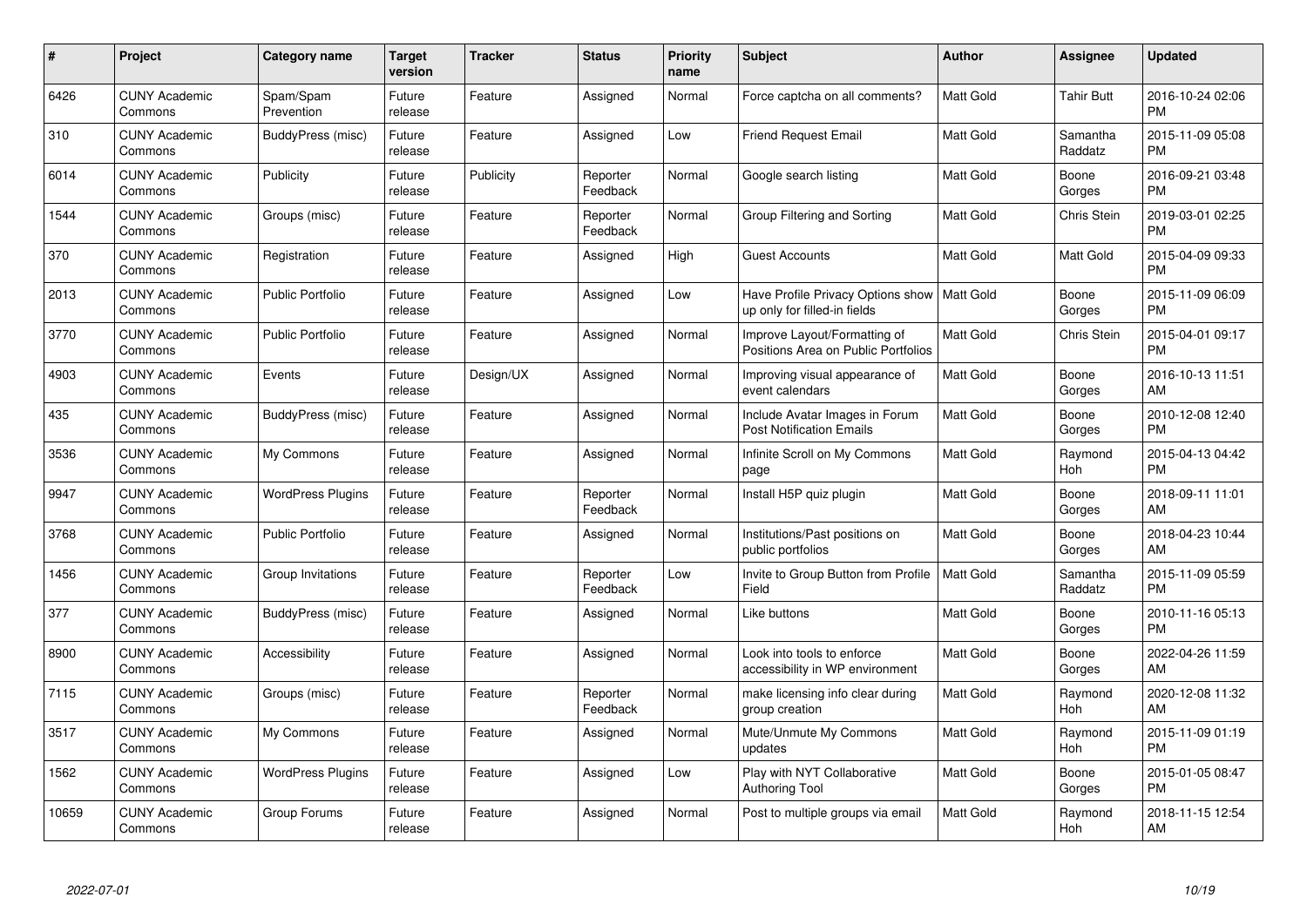| # | Project | Category name | Target version | Tracker | Status | Priority name | Subject | Author | Assignee | Updated |
|---|---|---|---|---|---|---|---|---|---|---|
| 6426 | CUNY Academic Commons | Spam/Spam Prevention | Future release | Feature | Assigned | Normal | Force captcha on all comments? | Matt Gold | Tahir Butt | 2016-10-24 02:06 PM |
| 310 | CUNY Academic Commons | BuddyPress (misc) | Future release | Feature | Assigned | Low | Friend Request Email | Matt Gold | Samantha Raddatz | 2015-11-09 05:08 PM |
| 6014 | CUNY Academic Commons | Publicity | Future release | Publicity | Reporter Feedback | Normal | Google search listing | Matt Gold | Boone Gorges | 2016-09-21 03:48 PM |
| 1544 | CUNY Academic Commons | Groups (misc) | Future release | Feature | Reporter Feedback | Normal | Group Filtering and Sorting | Matt Gold | Chris Stein | 2019-03-01 02:25 PM |
| 370 | CUNY Academic Commons | Registration | Future release | Feature | Assigned | High | Guest Accounts | Matt Gold | Matt Gold | 2015-04-09 09:33 PM |
| 2013 | CUNY Academic Commons | Public Portfolio | Future release | Feature | Assigned | Low | Have Profile Privacy Options show up only for filled-in fields | Matt Gold | Boone Gorges | 2015-11-09 06:09 PM |
| 3770 | CUNY Academic Commons | Public Portfolio | Future release | Feature | Assigned | Normal | Improve Layout/Formatting of Positions Area on Public Portfolios | Matt Gold | Chris Stein | 2015-04-01 09:17 PM |
| 4903 | CUNY Academic Commons | Events | Future release | Design/UX | Assigned | Normal | Improving visual appearance of event calendars | Matt Gold | Boone Gorges | 2016-10-13 11:51 AM |
| 435 | CUNY Academic Commons | BuddyPress (misc) | Future release | Feature | Assigned | Normal | Include Avatar Images in Forum Post Notification Emails | Matt Gold | Boone Gorges | 2010-12-08 12:40 PM |
| 3536 | CUNY Academic Commons | My Commons | Future release | Feature | Assigned | Normal | Infinite Scroll on My Commons page | Matt Gold | Raymond Hoh | 2015-04-13 04:42 PM |
| 9947 | CUNY Academic Commons | WordPress Plugins | Future release | Feature | Reporter Feedback | Normal | Install H5P quiz plugin | Matt Gold | Boone Gorges | 2018-09-11 11:01 AM |
| 3768 | CUNY Academic Commons | Public Portfolio | Future release | Feature | Assigned | Normal | Institutions/Past positions on public portfolios | Matt Gold | Boone Gorges | 2018-04-23 10:44 AM |
| 1456 | CUNY Academic Commons | Group Invitations | Future release | Feature | Reporter Feedback | Low | Invite to Group Button from Profile Field | Matt Gold | Samantha Raddatz | 2015-11-09 05:59 PM |
| 377 | CUNY Academic Commons | BuddyPress (misc) | Future release | Feature | Assigned | Normal | Like buttons | Matt Gold | Boone Gorges | 2010-11-16 05:13 PM |
| 8900 | CUNY Academic Commons | Accessibility | Future release | Feature | Assigned | Normal | Look into tools to enforce accessibility in WP environment | Matt Gold | Boone Gorges | 2022-04-26 11:59 AM |
| 7115 | CUNY Academic Commons | Groups (misc) | Future release | Feature | Reporter Feedback | Normal | make licensing info clear during group creation | Matt Gold | Raymond Hoh | 2020-12-08 11:32 AM |
| 3517 | CUNY Academic Commons | My Commons | Future release | Feature | Assigned | Normal | Mute/Unmute My Commons updates | Matt Gold | Raymond Hoh | 2015-11-09 01:19 PM |
| 1562 | CUNY Academic Commons | WordPress Plugins | Future release | Feature | Assigned | Low | Play with NYT Collaborative Authoring Tool | Matt Gold | Boone Gorges | 2015-01-05 08:47 PM |
| 10659 | CUNY Academic Commons | Group Forums | Future release | Feature | Assigned | Normal | Post to multiple groups via email | Matt Gold | Raymond Hoh | 2018-11-15 12:54 AM |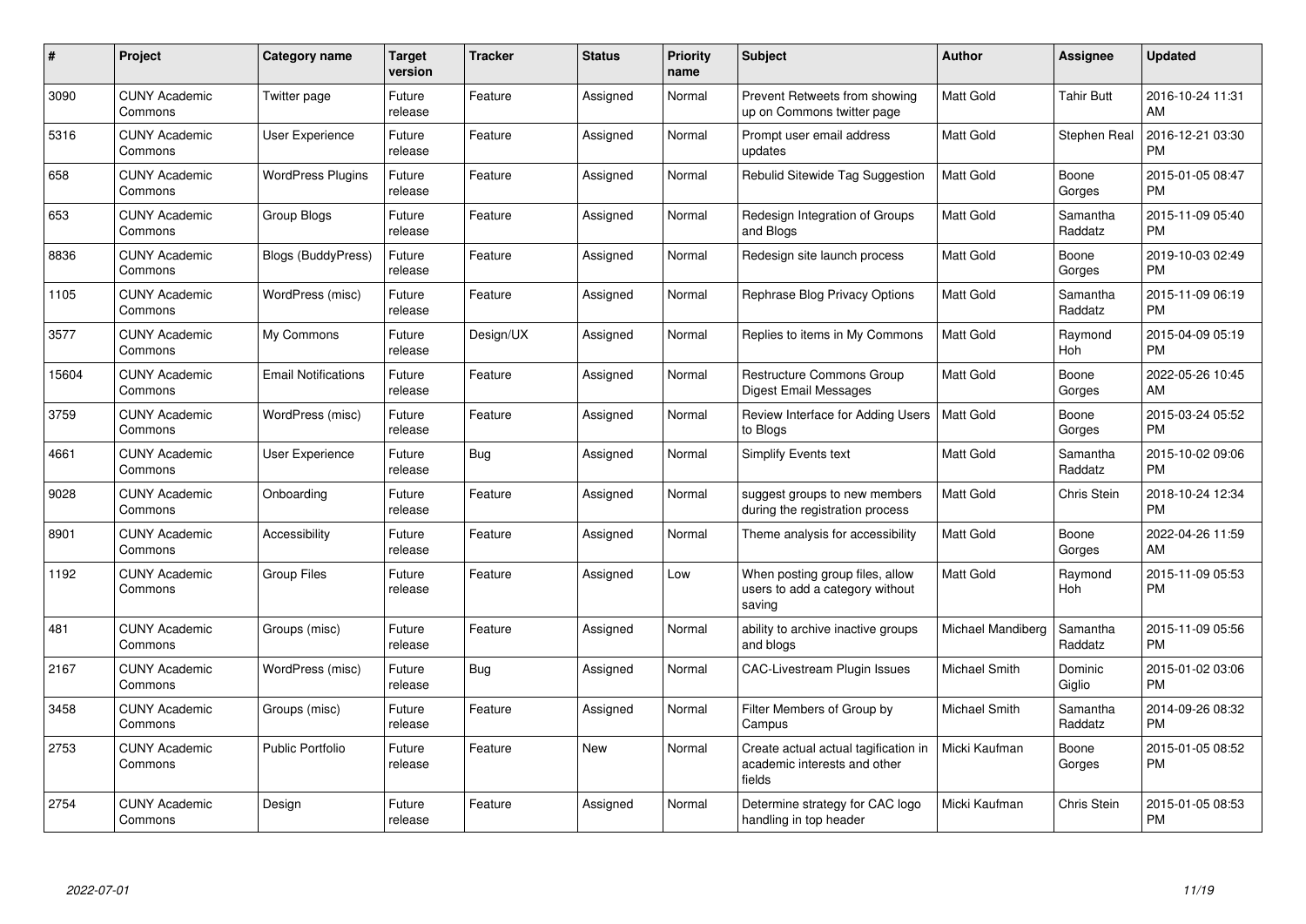| # | Project | Category name | Target version | Tracker | Status | Priority name | Subject | Author | Assignee | Updated |
|---|---|---|---|---|---|---|---|---|---|---|
| 3090 | CUNY Academic Commons | Twitter page | Future release | Feature | Assigned | Normal | Prevent Retweets from showing up on Commons twitter page | Matt Gold | Tahir Butt | 2016-10-24 11:31 AM |
| 5316 | CUNY Academic Commons | User Experience | Future release | Feature | Assigned | Normal | Prompt user email address updates | Matt Gold | Stephen Real | 2016-12-21 03:30 PM |
| 658 | CUNY Academic Commons | WordPress Plugins | Future release | Feature | Assigned | Normal | Rebulid Sitewide Tag Suggestion | Matt Gold | Boone Gorges | 2015-01-05 08:47 PM |
| 653 | CUNY Academic Commons | Group Blogs | Future release | Feature | Assigned | Normal | Redesign Integration of Groups and Blogs | Matt Gold | Samantha Raddatz | 2015-11-09 05:40 PM |
| 8836 | CUNY Academic Commons | Blogs (BuddyPress) | Future release | Feature | Assigned | Normal | Redesign site launch process | Matt Gold | Boone Gorges | 2019-10-03 02:49 PM |
| 1105 | CUNY Academic Commons | WordPress (misc) | Future release | Feature | Assigned | Normal | Rephrase Blog Privacy Options | Matt Gold | Samantha Raddatz | 2015-11-09 06:19 PM |
| 3577 | CUNY Academic Commons | My Commons | Future release | Design/UX | Assigned | Normal | Replies to items in My Commons | Matt Gold | Raymond Hoh | 2015-04-09 05:19 PM |
| 15604 | CUNY Academic Commons | Email Notifications | Future release | Feature | Assigned | Normal | Restructure Commons Group Digest Email Messages | Matt Gold | Boone Gorges | 2022-05-26 10:45 AM |
| 3759 | CUNY Academic Commons | WordPress (misc) | Future release | Feature | Assigned | Normal | Review Interface for Adding Users to Blogs | Matt Gold | Boone Gorges | 2015-03-24 05:52 PM |
| 4661 | CUNY Academic Commons | User Experience | Future release | Bug | Assigned | Normal | Simplify Events text | Matt Gold | Samantha Raddatz | 2015-10-02 09:06 PM |
| 9028 | CUNY Academic Commons | Onboarding | Future release | Feature | Assigned | Normal | suggest groups to new members during the registration process | Matt Gold | Chris Stein | 2018-10-24 12:34 PM |
| 8901 | CUNY Academic Commons | Accessibility | Future release | Feature | Assigned | Normal | Theme analysis for accessibility | Matt Gold | Boone Gorges | 2022-04-26 11:59 AM |
| 1192 | CUNY Academic Commons | Group Files | Future release | Feature | Assigned | Low | When posting group files, allow users to add a category without saving | Matt Gold | Raymond Hoh | 2015-11-09 05:53 PM |
| 481 | CUNY Academic Commons | Groups (misc) | Future release | Feature | Assigned | Normal | ability to archive inactive groups and blogs | Michael Mandiberg | Samantha Raddatz | 2015-11-09 05:56 PM |
| 2167 | CUNY Academic Commons | WordPress (misc) | Future release | Bug | Assigned | Normal | CAC-Livestream Plugin Issues | Michael Smith | Dominic Giglio | 2015-01-02 03:06 PM |
| 3458 | CUNY Academic Commons | Groups (misc) | Future release | Feature | Assigned | Normal | Filter Members of Group by Campus | Michael Smith | Samantha Raddatz | 2014-09-26 08:32 PM |
| 2753 | CUNY Academic Commons | Public Portfolio | Future release | Feature | New | Normal | Create actual actual tagification in academic interests and other fields | Micki Kaufman | Boone Gorges | 2015-01-05 08:52 PM |
| 2754 | CUNY Academic Commons | Design | Future release | Feature | Assigned | Normal | Determine strategy for CAC logo handling in top header | Micki Kaufman | Chris Stein | 2015-01-05 08:53 PM |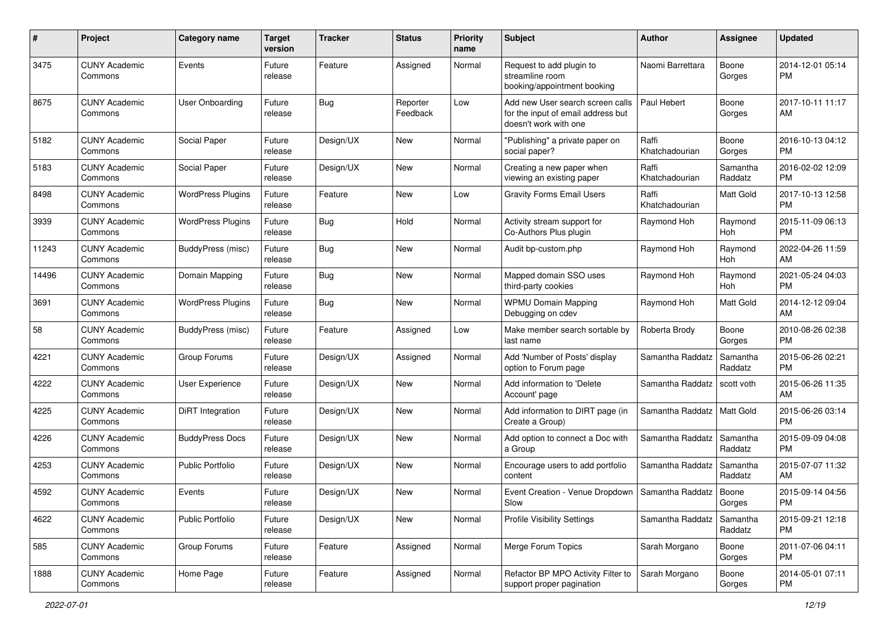| # | Project | Category name | Target version | Tracker | Status | Priority name | Subject | Author | Assignee | Updated |
|---|---|---|---|---|---|---|---|---|---|---|
| 3475 | CUNY Academic Commons | Events | Future release | Feature | Assigned | Normal | Request to add plugin to streamline room booking/appointment booking | Naomi Barrettara | Boone Gorges | 2014-12-01 05:14 PM |
| 8675 | CUNY Academic Commons | User Onboarding | Future release | Bug | Reporter Feedback | Low | Add new User search screen calls for the input of email address but doesn't work with one | Paul Hebert | Boone Gorges | 2017-10-11 11:17 AM |
| 5182 | CUNY Academic Commons | Social Paper | Future release | Design/UX | New | Normal | "Publishing" a private paper on social paper? | Raffi Khatchadourian | Boone Gorges | 2016-10-13 04:12 PM |
| 5183 | CUNY Academic Commons | Social Paper | Future release | Design/UX | New | Normal | Creating a new paper when viewing an existing paper | Raffi Khatchadourian | Samantha Raddatz | 2016-02-02 12:09 PM |
| 8498 | CUNY Academic Commons | WordPress Plugins | Future release | Feature | New | Low | Gravity Forms Email Users | Raffi Khatchadourian | Matt Gold | 2017-10-13 12:58 PM |
| 3939 | CUNY Academic Commons | WordPress Plugins | Future release | Bug | Hold | Normal | Activity stream support for Co-Authors Plus plugin | Raymond Hoh | Raymond Hoh | 2015-11-09 06:13 PM |
| 11243 | CUNY Academic Commons | BuddyPress (misc) | Future release | Bug | New | Normal | Audit bp-custom.php | Raymond Hoh | Raymond Hoh | 2022-04-26 11:59 AM |
| 14496 | CUNY Academic Commons | Domain Mapping | Future release | Bug | New | Normal | Mapped domain SSO uses third-party cookies | Raymond Hoh | Raymond Hoh | 2021-05-24 04:03 PM |
| 3691 | CUNY Academic Commons | WordPress Plugins | Future release | Bug | New | Normal | WPMU Domain Mapping Debugging on cdev | Raymond Hoh | Matt Gold | 2014-12-12 09:04 AM |
| 58 | CUNY Academic Commons | BuddyPress (misc) | Future release | Feature | Assigned | Low | Make member search sortable by last name | Roberta Brody | Boone Gorges | 2010-08-26 02:38 PM |
| 4221 | CUNY Academic Commons | Group Forums | Future release | Design/UX | Assigned | Normal | Add 'Number of Posts' display option to Forum page | Samantha Raddatz | Samantha Raddatz | 2015-06-26 02:21 PM |
| 4222 | CUNY Academic Commons | User Experience | Future release | Design/UX | New | Normal | Add information to 'Delete Account' page | Samantha Raddatz | scott voth | 2015-06-26 11:35 AM |
| 4225 | CUNY Academic Commons | DiRT Integration | Future release | Design/UX | New | Normal | Add information to DIRT page (in Create a Group) | Samantha Raddatz | Matt Gold | 2015-06-26 03:14 PM |
| 4226 | CUNY Academic Commons | BuddyPress Docs | Future release | Design/UX | New | Normal | Add option to connect a Doc with a Group | Samantha Raddatz | Samantha Raddatz | 2015-09-09 04:08 PM |
| 4253 | CUNY Academic Commons | Public Portfolio | Future release | Design/UX | New | Normal | Encourage users to add portfolio content | Samantha Raddatz | Samantha Raddatz | 2015-07-07 11:32 AM |
| 4592 | CUNY Academic Commons | Events | Future release | Design/UX | New | Normal | Event Creation - Venue Dropdown Slow | Samantha Raddatz | Boone Gorges | 2015-09-14 04:56 PM |
| 4622 | CUNY Academic Commons | Public Portfolio | Future release | Design/UX | New | Normal | Profile Visibility Settings | Samantha Raddatz | Samantha Raddatz | 2015-09-21 12:18 PM |
| 585 | CUNY Academic Commons | Group Forums | Future release | Feature | Assigned | Normal | Merge Forum Topics | Sarah Morgano | Boone Gorges | 2011-07-06 04:11 PM |
| 1888 | CUNY Academic Commons | Home Page | Future release | Feature | Assigned | Normal | Refactor BP MPO Activity Filter to support proper pagination | Sarah Morgano | Boone Gorges | 2014-05-01 07:11 PM |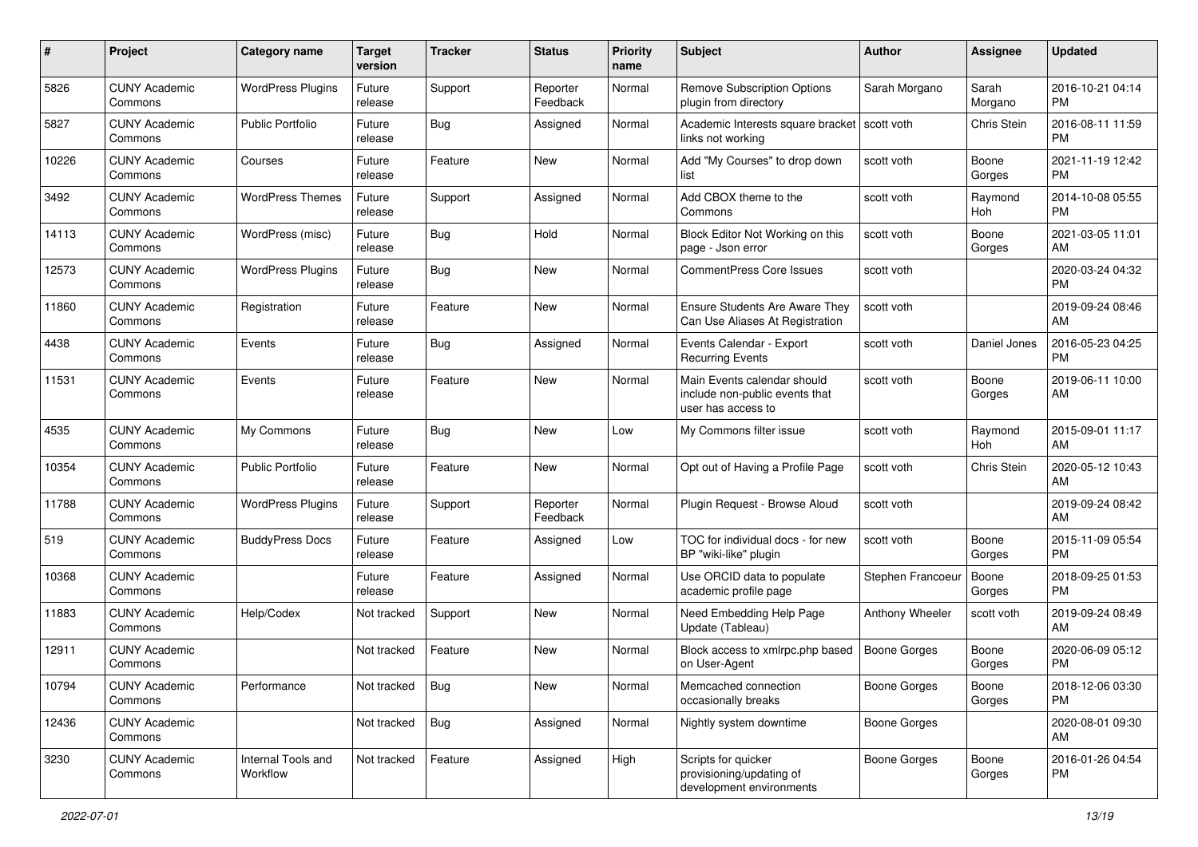| # | Project | Category name | Target version | Tracker | Status | Priority name | Subject | Author | Assignee | Updated |
| --- | --- | --- | --- | --- | --- | --- | --- | --- | --- | --- |
| 5826 | CUNY Academic Commons | WordPress Plugins | Future release | Support | Reporter Feedback | Normal | Remove Subscription Options plugin from directory | Sarah Morgano | Sarah Morgano | 2016-10-21 04:14 PM |
| 5827 | CUNY Academic Commons | Public Portfolio | Future release | Bug | Assigned | Normal | Academic Interests square bracket links not working | scott voth | Chris Stein | 2016-08-11 11:59 PM |
| 10226 | CUNY Academic Commons | Courses | Future release | Feature | New | Normal | Add "My Courses" to drop down list | scott voth | Boone Gorges | 2021-11-19 12:42 PM |
| 3492 | CUNY Academic Commons | WordPress Themes | Future release | Support | Assigned | Normal | Add CBOX theme to the Commons | scott voth | Raymond Hoh | 2014-10-08 05:55 PM |
| 14113 | CUNY Academic Commons | WordPress (misc) | Future release | Bug | Hold | Normal | Block Editor Not Working on this page - Json error | scott voth | Boone Gorges | 2021-03-05 11:01 AM |
| 12573 | CUNY Academic Commons | WordPress Plugins | Future release | Bug | New | Normal | CommentPress Core Issues | scott voth | | 2020-03-24 04:32 PM |
| 11860 | CUNY Academic Commons | Registration | Future release | Feature | New | Normal | Ensure Students Are Aware They Can Use Aliases At Registration | scott voth | | 2019-09-24 08:46 AM |
| 4438 | CUNY Academic Commons | Events | Future release | Bug | Assigned | Normal | Events Calendar - Export Recurring Events | scott voth | Daniel Jones | 2016-05-23 04:25 PM |
| 11531 | CUNY Academic Commons | Events | Future release | Feature | New | Normal | Main Events calendar should include non-public events that user has access to | scott voth | Boone Gorges | 2019-06-11 10:00 AM |
| 4535 | CUNY Academic Commons | My Commons | Future release | Bug | New | Low | My Commons filter issue | scott voth | Raymond Hoh | 2015-09-01 11:17 AM |
| 10354 | CUNY Academic Commons | Public Portfolio | Future release | Feature | New | Normal | Opt out of Having a Profile Page | scott voth | Chris Stein | 2020-05-12 10:43 AM |
| 11788 | CUNY Academic Commons | WordPress Plugins | Future release | Support | Reporter Feedback | Normal | Plugin Request - Browse Aloud | scott voth | | 2019-09-24 08:42 AM |
| 519 | CUNY Academic Commons | BuddyPress Docs | Future release | Feature | Assigned | Low | TOC for individual docs - for new BP "wiki-like" plugin | scott voth | Boone Gorges | 2015-11-09 05:54 PM |
| 10368 | CUNY Academic Commons | | Future release | Feature | Assigned | Normal | Use ORCID data to populate academic profile page | Stephen Francoeur | Boone Gorges | 2018-09-25 01:53 PM |
| 11883 | CUNY Academic Commons | Help/Codex | Not tracked | Support | New | Normal | Need Embedding Help Page Update (Tableau) | Anthony Wheeler | scott voth | 2019-09-24 08:49 AM |
| 12911 | CUNY Academic Commons | | Not tracked | Feature | New | Normal | Block access to xmlrpc.php based on User-Agent | Boone Gorges | Boone Gorges | 2020-06-09 05:12 PM |
| 10794 | CUNY Academic Commons | Performance | Not tracked | Bug | New | Normal | Memcached connection occasionally breaks | Boone Gorges | Boone Gorges | 2018-12-06 03:30 PM |
| 12436 | CUNY Academic Commons | | Not tracked | Bug | Assigned | Normal | Nightly system downtime | Boone Gorges | | 2020-08-01 09:30 AM |
| 3230 | CUNY Academic Commons | Internal Tools and Workflow | Not tracked | Feature | Assigned | High | Scripts for quicker provisioning/updating of development environments | Boone Gorges | Boone Gorges | 2016-01-26 04:54 PM |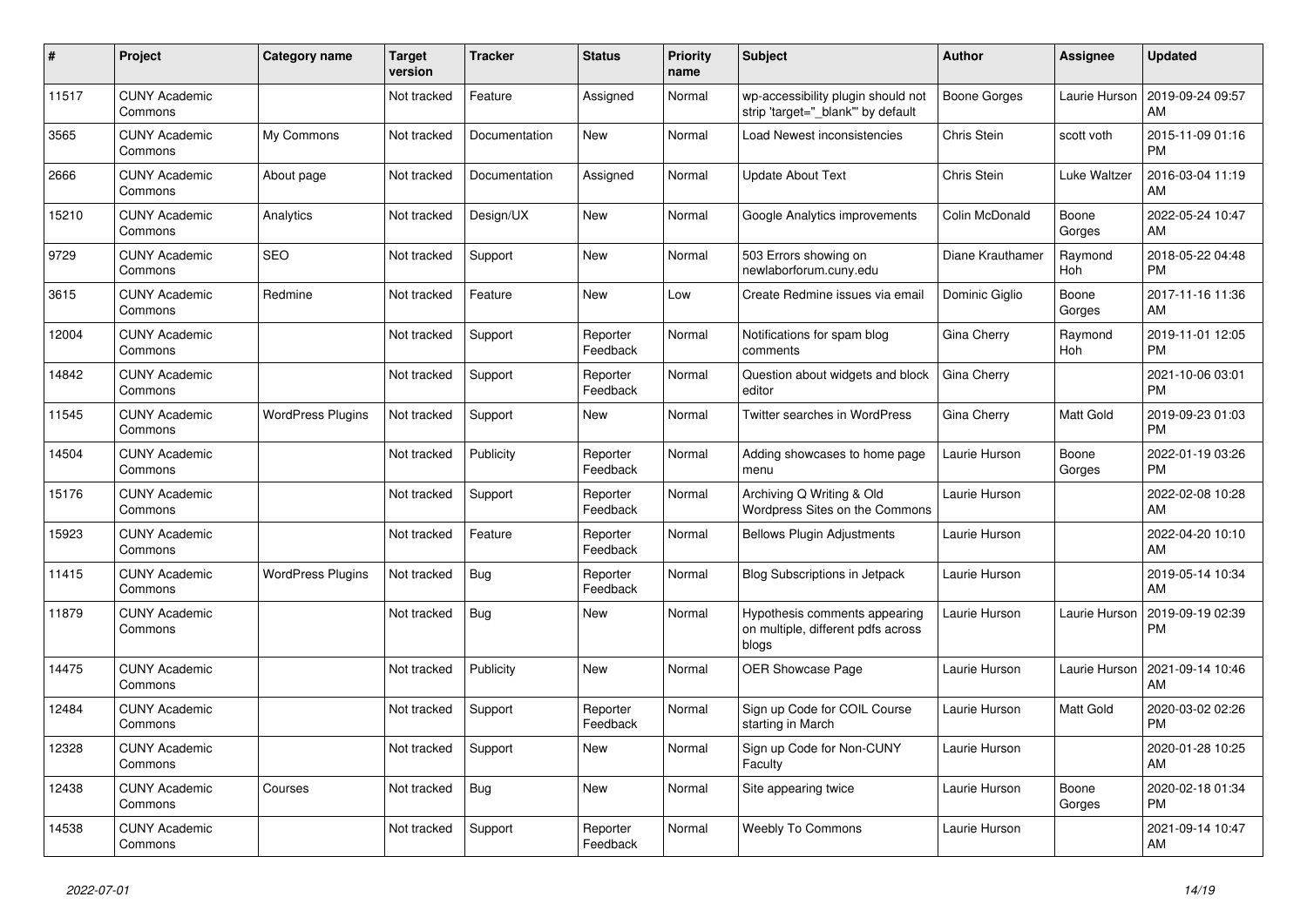| # | Project | Category name | Target version | Tracker | Status | Priority name | Subject | Author | Assignee | Updated |
|---|---|---|---|---|---|---|---|---|---|---|
| 11517 | CUNY Academic Commons | | Not tracked | Feature | Assigned | Normal | wp-accessibility plugin should not strip 'target="_blank"' by default | Boone Gorges | Laurie Hurson | 2019-09-24 09:57 AM |
| 3565 | CUNY Academic Commons | My Commons | Not tracked | Documentation | New | Normal | Load Newest inconsistencies | Chris Stein | scott voth | 2015-11-09 01:16 PM |
| 2666 | CUNY Academic Commons | About page | Not tracked | Documentation | Assigned | Normal | Update About Text | Chris Stein | Luke Waltzer | 2016-03-04 11:19 AM |
| 15210 | CUNY Academic Commons | Analytics | Not tracked | Design/UX | New | Normal | Google Analytics improvements | Colin McDonald | Boone Gorges | 2022-05-24 10:47 AM |
| 9729 | CUNY Academic Commons | SEO | Not tracked | Support | New | Normal | 503 Errors showing on newlaborforum.cuny.edu | Diane Krauthamer | Raymond Hoh | 2018-05-22 04:48 PM |
| 3615 | CUNY Academic Commons | Redmine | Not tracked | Feature | New | Low | Create Redmine issues via email | Dominic Giglio | Boone Gorges | 2017-11-16 11:36 AM |
| 12004 | CUNY Academic Commons | | Not tracked | Support | Reporter Feedback | Normal | Notifications for spam blog comments | Gina Cherry | Raymond Hoh | 2019-11-01 12:05 PM |
| 14842 | CUNY Academic Commons | | Not tracked | Support | Reporter Feedback | Normal | Question about widgets and block editor | Gina Cherry | | 2021-10-06 03:01 PM |
| 11545 | CUNY Academic Commons | WordPress Plugins | Not tracked | Support | New | Normal | Twitter searches in WordPress | Gina Cherry | Matt Gold | 2019-09-23 01:03 PM |
| 14504 | CUNY Academic Commons | | Not tracked | Publicity | Reporter Feedback | Normal | Adding showcases to home page menu | Laurie Hurson | Boone Gorges | 2022-01-19 03:26 PM |
| 15176 | CUNY Academic Commons | | Not tracked | Support | Reporter Feedback | Normal | Archiving Q Writing & Old Wordpress Sites on the Commons | Laurie Hurson | | 2022-02-08 10:28 AM |
| 15923 | CUNY Academic Commons | | Not tracked | Feature | Reporter Feedback | Normal | Bellows Plugin Adjustments | Laurie Hurson | | 2022-04-20 10:10 AM |
| 11415 | CUNY Academic Commons | WordPress Plugins | Not tracked | Bug | Reporter Feedback | Normal | Blog Subscriptions in Jetpack | Laurie Hurson | | 2019-05-14 10:34 AM |
| 11879 | CUNY Academic Commons | | Not tracked | Bug | New | Normal | Hypothesis comments appearing on multiple, different pdfs across blogs | Laurie Hurson | Laurie Hurson | 2019-09-19 02:39 PM |
| 14475 | CUNY Academic Commons | | Not tracked | Publicity | New | Normal | OER Showcase Page | Laurie Hurson | Laurie Hurson | 2021-09-14 10:46 AM |
| 12484 | CUNY Academic Commons | | Not tracked | Support | Reporter Feedback | Normal | Sign up Code for COIL Course starting in March | Laurie Hurson | Matt Gold | 2020-03-02 02:26 PM |
| 12328 | CUNY Academic Commons | | Not tracked | Support | New | Normal | Sign up Code for Non-CUNY Faculty | Laurie Hurson | | 2020-01-28 10:25 AM |
| 12438 | CUNY Academic Commons | Courses | Not tracked | Bug | New | Normal | Site appearing twice | Laurie Hurson | Boone Gorges | 2020-02-18 01:34 PM |
| 14538 | CUNY Academic Commons | | Not tracked | Support | Reporter Feedback | Normal | Weebly To Commons | Laurie Hurson | | 2021-09-14 10:47 AM |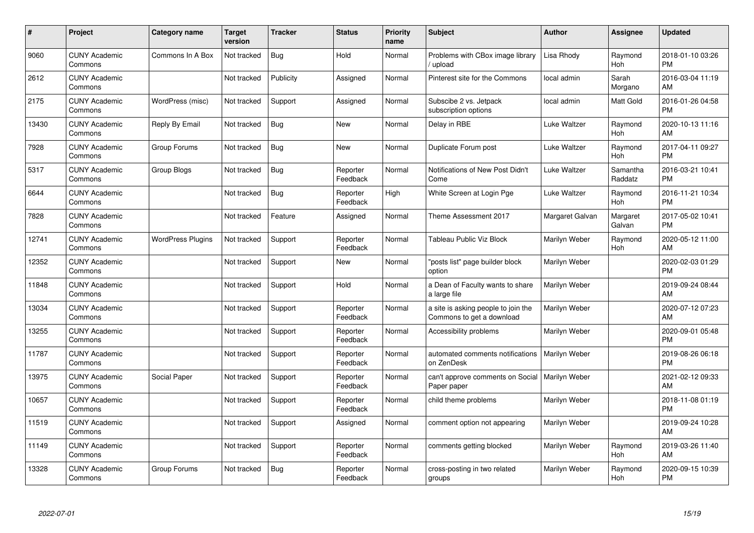| # | Project | Category name | Target version | Tracker | Status | Priority name | Subject | Author | Assignee | Updated |
|---|---|---|---|---|---|---|---|---|---|---|
| 9060 | CUNY Academic Commons | Commons In A Box | Not tracked | Bug | Hold | Normal | Problems with CBox image library / upload | Lisa Rhody | Raymond Hoh | 2018-01-10 03:26 PM |
| 2612 | CUNY Academic Commons | | Not tracked | Publicity | Assigned | Normal | Pinterest site for the Commons | local admin | Sarah Morgano | 2016-03-04 11:19 AM |
| 2175 | CUNY Academic Commons | WordPress (misc) | Not tracked | Support | Assigned | Normal | Subscibe 2 vs. Jetpack subscription options | local admin | Matt Gold | 2016-01-26 04:58 PM |
| 13430 | CUNY Academic Commons | Reply By Email | Not tracked | Bug | New | Normal | Delay in RBE | Luke Waltzer | Raymond Hoh | 2020-10-13 11:16 AM |
| 7928 | CUNY Academic Commons | Group Forums | Not tracked | Bug | New | Normal | Duplicate Forum post | Luke Waltzer | Raymond Hoh | 2017-04-11 09:27 PM |
| 5317 | CUNY Academic Commons | Group Blogs | Not tracked | Bug | Reporter Feedback | Normal | Notifications of New Post Didn't Come | Luke Waltzer | Samantha Raddatz | 2016-03-21 10:41 PM |
| 6644 | CUNY Academic Commons | | Not tracked | Bug | Reporter Feedback | High | White Screen at Login Pge | Luke Waltzer | Raymond Hoh | 2016-11-21 10:34 PM |
| 7828 | CUNY Academic Commons | | Not tracked | Feature | Assigned | Normal | Theme Assessment 2017 | Margaret Galvan | Margaret Galvan | 2017-05-02 10:41 PM |
| 12741 | CUNY Academic Commons | WordPress Plugins | Not tracked | Support | Reporter Feedback | Normal | Tableau Public Viz Block | Marilyn Weber | Raymond Hoh | 2020-05-12 11:00 AM |
| 12352 | CUNY Academic Commons | | Not tracked | Support | New | Normal | "posts list" page builder block option | Marilyn Weber | | 2020-02-03 01:29 PM |
| 11848 | CUNY Academic Commons | | Not tracked | Support | Hold | Normal | a Dean of Faculty wants to share a large file | Marilyn Weber | | 2019-09-24 08:44 AM |
| 13034 | CUNY Academic Commons | | Not tracked | Support | Reporter Feedback | Normal | a site is asking people to join the Commons to get a download | Marilyn Weber | | 2020-07-12 07:23 AM |
| 13255 | CUNY Academic Commons | | Not tracked | Support | Reporter Feedback | Normal | Accessibility problems | Marilyn Weber | | 2020-09-01 05:48 PM |
| 11787 | CUNY Academic Commons | | Not tracked | Support | Reporter Feedback | Normal | automated comments notifications on ZenDesk | Marilyn Weber | | 2019-08-26 06:18 PM |
| 13975 | CUNY Academic Commons | Social Paper | Not tracked | Support | Reporter Feedback | Normal | can't approve comments on Social Paper paper | Marilyn Weber | | 2021-02-12 09:33 AM |
| 10657 | CUNY Academic Commons | | Not tracked | Support | Reporter Feedback | Normal | child theme problems | Marilyn Weber | | 2018-11-08 01:19 PM |
| 11519 | CUNY Academic Commons | | Not tracked | Support | Assigned | Normal | comment option not appearing | Marilyn Weber | | 2019-09-24 10:28 AM |
| 11149 | CUNY Academic Commons | | Not tracked | Support | Reporter Feedback | Normal | comments getting blocked | Marilyn Weber | Raymond Hoh | 2019-03-26 11:40 AM |
| 13328 | CUNY Academic Commons | Group Forums | Not tracked | Bug | Reporter Feedback | Normal | cross-posting in two related groups | Marilyn Weber | Raymond Hoh | 2020-09-15 10:39 PM |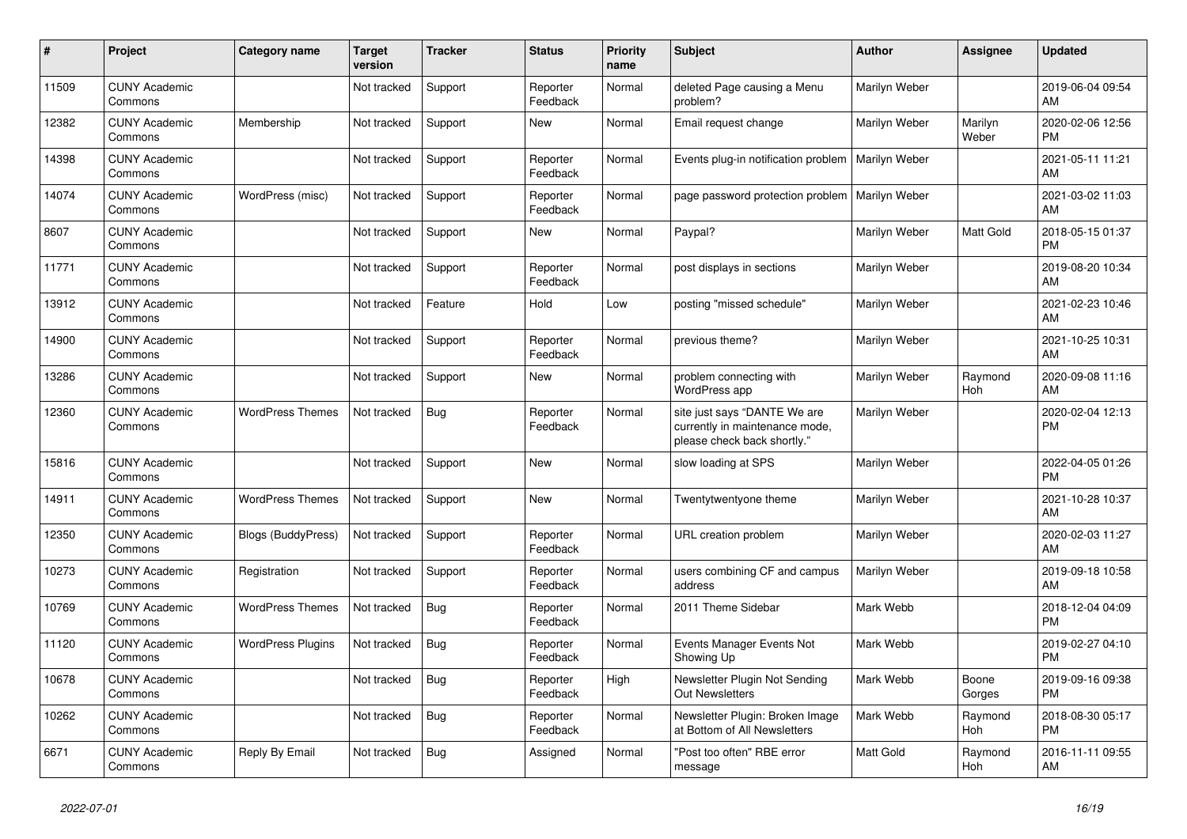| # | Project | Category name | Target version | Tracker | Status | Priority name | Subject | Author | Assignee | Updated |
|---|---|---|---|---|---|---|---|---|---|---|
| 11509 | CUNY Academic Commons | | Not tracked | Support | Reporter Feedback | Normal | deleted Page causing a Menu problem? | Marilyn Weber | | 2019-06-04 09:54 AM |
| 12382 | CUNY Academic Commons | Membership | Not tracked | Support | New | Normal | Email request change | Marilyn Weber | Marilyn Weber | 2020-02-06 12:56 PM |
| 14398 | CUNY Academic Commons | | Not tracked | Support | Reporter Feedback | Normal | Events plug-in notification problem | Marilyn Weber | | 2021-05-11 11:21 AM |
| 14074 | CUNY Academic Commons | WordPress (misc) | Not tracked | Support | Reporter Feedback | Normal | page password protection problem | Marilyn Weber | | 2021-03-02 11:03 AM |
| 8607 | CUNY Academic Commons | | Not tracked | Support | New | Normal | Paypal? | Marilyn Weber | Matt Gold | 2018-05-15 01:37 PM |
| 11771 | CUNY Academic Commons | | Not tracked | Support | Reporter Feedback | Normal | post displays in sections | Marilyn Weber | | 2019-08-20 10:34 AM |
| 13912 | CUNY Academic Commons | | Not tracked | Feature | Hold | Low | posting "missed schedule" | Marilyn Weber | | 2021-02-23 10:46 AM |
| 14900 | CUNY Academic Commons | | Not tracked | Support | Reporter Feedback | Normal | previous theme? | Marilyn Weber | | 2021-10-25 10:31 AM |
| 13286 | CUNY Academic Commons | | Not tracked | Support | New | Normal | problem connecting with WordPress app | Marilyn Weber | Raymond Hoh | 2020-09-08 11:16 AM |
| 12360 | CUNY Academic Commons | WordPress Themes | Not tracked | Bug | Reporter Feedback | Normal | site just says "DANTE We are currently in maintenance mode, please check back shortly." | Marilyn Weber | | 2020-02-04 12:13 PM |
| 15816 | CUNY Academic Commons | | Not tracked | Support | New | Normal | slow loading at SPS | Marilyn Weber | | 2022-04-05 01:26 PM |
| 14911 | CUNY Academic Commons | WordPress Themes | Not tracked | Support | New | Normal | Twentytwentyone theme | Marilyn Weber | | 2021-10-28 10:37 AM |
| 12350 | CUNY Academic Commons | Blogs (BuddyPress) | Not tracked | Support | Reporter Feedback | Normal | URL creation problem | Marilyn Weber | | 2020-02-03 11:27 AM |
| 10273 | CUNY Academic Commons | Registration | Not tracked | Support | Reporter Feedback | Normal | users combining CF and campus address | Marilyn Weber | | 2019-09-18 10:58 AM |
| 10769 | CUNY Academic Commons | WordPress Themes | Not tracked | Bug | Reporter Feedback | Normal | 2011 Theme Sidebar | Mark Webb | | 2018-12-04 04:09 PM |
| 11120 | CUNY Academic Commons | WordPress Plugins | Not tracked | Bug | Reporter Feedback | Normal | Events Manager Events Not Showing Up | Mark Webb | | 2019-02-27 04:10 PM |
| 10678 | CUNY Academic Commons | | Not tracked | Bug | Reporter Feedback | High | Newsletter Plugin Not Sending Out Newsletters | Mark Webb | Boone Gorges | 2019-09-16 09:38 PM |
| 10262 | CUNY Academic Commons | | Not tracked | Bug | Reporter Feedback | Normal | Newsletter Plugin: Broken Image at Bottom of All Newsletters | Mark Webb | Raymond Hoh | 2018-08-30 05:17 PM |
| 6671 | CUNY Academic Commons | Reply By Email | Not tracked | Bug | Assigned | Normal | "Post too often" RBE error message | Matt Gold | Raymond Hoh | 2016-11-11 09:55 AM |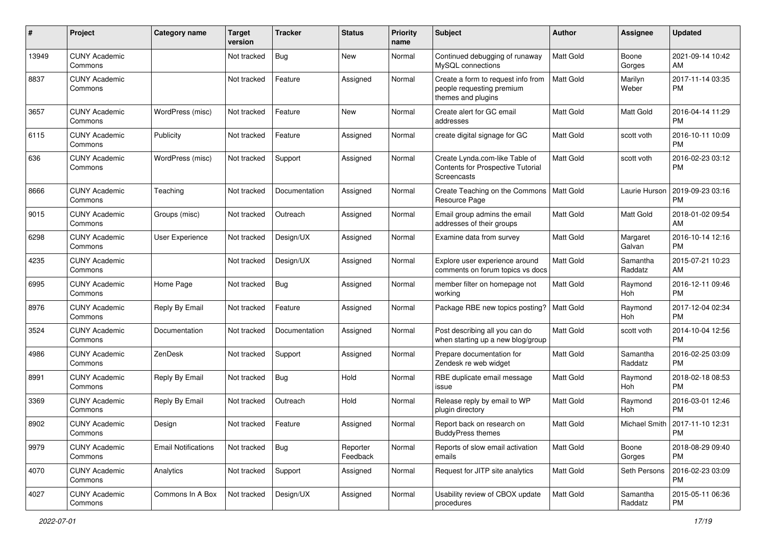| # | Project | Category name | Target version | Tracker | Status | Priority name | Subject | Author | Assignee | Updated |
|---|---|---|---|---|---|---|---|---|---|---|
| 13949 | CUNY Academic Commons | | Not tracked | Bug | New | Normal | Continued debugging of runaway MySQL connections | Matt Gold | Boone Gorges | 2021-09-14 10:42 AM |
| 8837 | CUNY Academic Commons | | Not tracked | Feature | Assigned | Normal | Create a form to request info from people requesting premium themes and plugins | Matt Gold | Marilyn Weber | 2017-11-14 03:35 PM |
| 3657 | CUNY Academic Commons | WordPress (misc) | Not tracked | Feature | New | Normal | Create alert for GC email addresses | Matt Gold | Matt Gold | 2016-04-14 11:29 PM |
| 6115 | CUNY Academic Commons | Publicity | Not tracked | Feature | Assigned | Normal | create digital signage for GC | Matt Gold | scott voth | 2016-10-11 10:09 PM |
| 636 | CUNY Academic Commons | WordPress (misc) | Not tracked | Support | Assigned | Normal | Create Lynda.com-like Table of Contents for Prospective Tutorial Screencasts | Matt Gold | scott voth | 2016-02-23 03:12 PM |
| 8666 | CUNY Academic Commons | Teaching | Not tracked | Documentation | Assigned | Normal | Create Teaching on the Commons Resource Page | Matt Gold | Laurie Hurson | 2019-09-23 03:16 PM |
| 9015 | CUNY Academic Commons | Groups (misc) | Not tracked | Outreach | Assigned | Normal | Email group admins the email addresses of their groups | Matt Gold | Matt Gold | 2018-01-02 09:54 AM |
| 6298 | CUNY Academic Commons | User Experience | Not tracked | Design/UX | Assigned | Normal | Examine data from survey | Matt Gold | Margaret Galvan | 2016-10-14 12:16 PM |
| 4235 | CUNY Academic Commons | | Not tracked | Design/UX | Assigned | Normal | Explore user experience around comments on forum topics vs docs | Matt Gold | Samantha Raddatz | 2015-07-21 10:23 AM |
| 6995 | CUNY Academic Commons | Home Page | Not tracked | Bug | Assigned | Normal | member filter on homepage not working | Matt Gold | Raymond Hoh | 2016-12-11 09:46 PM |
| 8976 | CUNY Academic Commons | Reply By Email | Not tracked | Feature | Assigned | Normal | Package RBE new topics posting? | Matt Gold | Raymond Hoh | 2017-12-04 02:34 PM |
| 3524 | CUNY Academic Commons | Documentation | Not tracked | Documentation | Assigned | Normal | Post describing all you can do when starting up a new blog/group | Matt Gold | scott voth | 2014-10-04 12:56 PM |
| 4986 | CUNY Academic Commons | ZenDesk | Not tracked | Support | Assigned | Normal | Prepare documentation for Zendesk re web widget | Matt Gold | Samantha Raddatz | 2016-02-25 03:09 PM |
| 8991 | CUNY Academic Commons | Reply By Email | Not tracked | Bug | Hold | Normal | RBE duplicate email message issue | Matt Gold | Raymond Hoh | 2018-02-18 08:53 PM |
| 3369 | CUNY Academic Commons | Reply By Email | Not tracked | Outreach | Hold | Normal | Release reply by email to WP plugin directory | Matt Gold | Raymond Hoh | 2016-03-01 12:46 PM |
| 8902 | CUNY Academic Commons | Design | Not tracked | Feature | Assigned | Normal | Report back on research on BuddyPress themes | Matt Gold | Michael Smith | 2017-11-10 12:31 PM |
| 9979 | CUNY Academic Commons | Email Notifications | Not tracked | Bug | Reporter Feedback | Normal | Reports of slow email activation emails | Matt Gold | Boone Gorges | 2018-08-29 09:40 PM |
| 4070 | CUNY Academic Commons | Analytics | Not tracked | Support | Assigned | Normal | Request for JITP site analytics | Matt Gold | Seth Persons | 2016-02-23 03:09 PM |
| 4027 | CUNY Academic Commons | Commons In A Box | Not tracked | Design/UX | Assigned | Normal | Usability review of CBOX update procedures | Matt Gold | Samantha Raddatz | 2015-05-11 06:36 PM |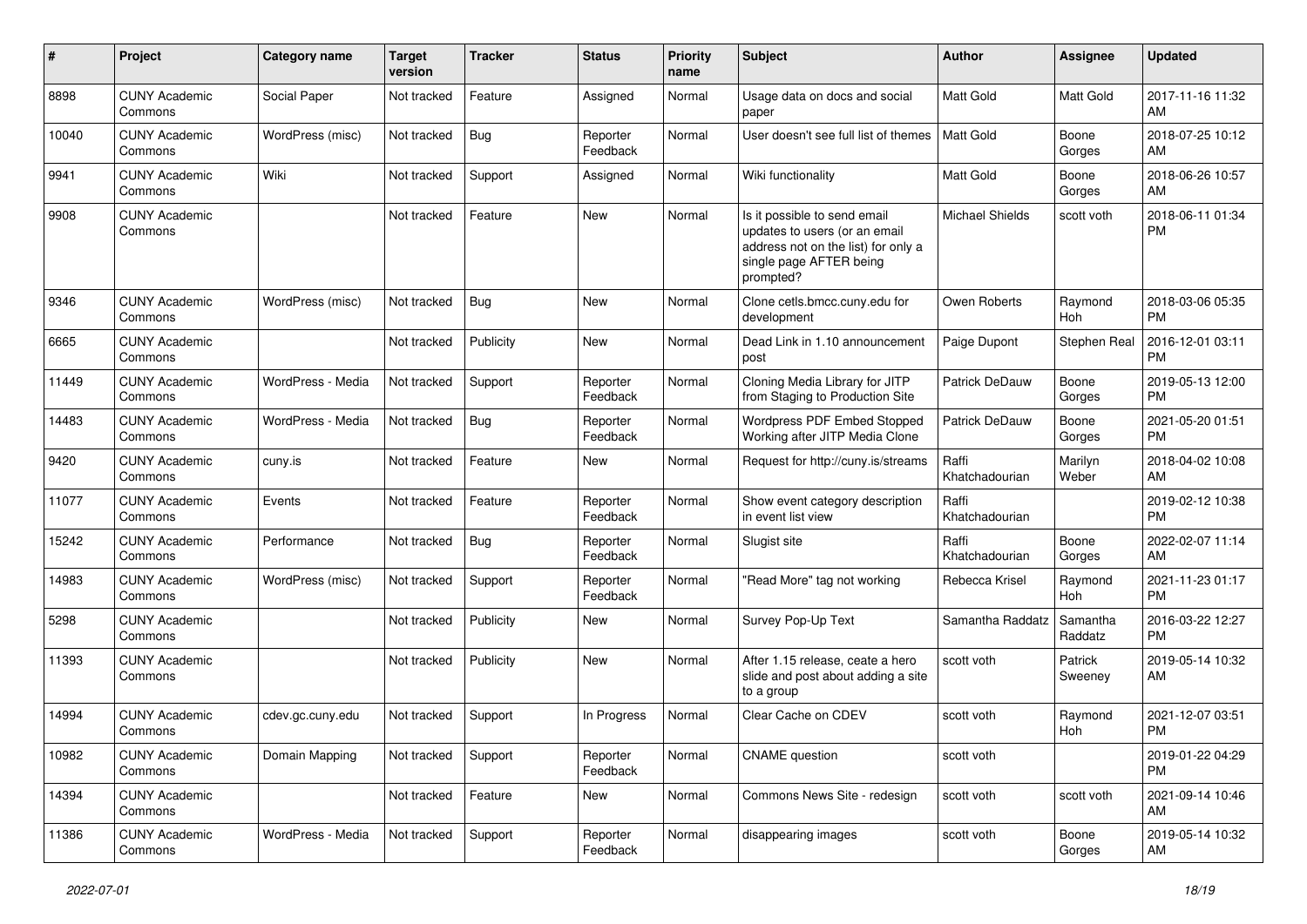| # | Project | Category name | Target version | Tracker | Status | Priority name | Subject | Author | Assignee | Updated |
|---|---|---|---|---|---|---|---|---|---|---|
| 8898 | CUNY Academic Commons | Social Paper | Not tracked | Feature | Assigned | Normal | Usage data on docs and social paper | Matt Gold | Matt Gold | 2017-11-16 11:32 AM |
| 10040 | CUNY Academic Commons | WordPress (misc) | Not tracked | Bug | Reporter Feedback | Normal | User doesn't see full list of themes | Matt Gold | Boone Gorges | 2018-07-25 10:12 AM |
| 9941 | CUNY Academic Commons | Wiki | Not tracked | Support | Assigned | Normal | Wiki functionality | Matt Gold | Boone Gorges | 2018-06-26 10:57 AM |
| 9908 | CUNY Academic Commons | | Not tracked | Feature | New | Normal | Is it possible to send email updates to users (or an email address not on the list) for only a single page AFTER being prompted? | Michael Shields | scott voth | 2018-06-11 01:34 PM |
| 9346 | CUNY Academic Commons | WordPress (misc) | Not tracked | Bug | New | Normal | Clone cetls.bmcc.cuny.edu for development | Owen Roberts | Raymond Hoh | 2018-03-06 05:35 PM |
| 6665 | CUNY Academic Commons | | Not tracked | Publicity | New | Normal | Dead Link in 1.10 announcement post | Paige Dupont | Stephen Real | 2016-12-01 03:11 PM |
| 11449 | CUNY Academic Commons | WordPress - Media | Not tracked | Support | Reporter Feedback | Normal | Cloning Media Library for JITP from Staging to Production Site | Patrick DeDauw | Boone Gorges | 2019-05-13 12:00 PM |
| 14483 | CUNY Academic Commons | WordPress - Media | Not tracked | Bug | Reporter Feedback | Normal | Wordpress PDF Embed Stopped Working after JITP Media Clone | Patrick DeDauw | Boone Gorges | 2021-05-20 01:51 PM |
| 9420 | CUNY Academic Commons | cuny.is | Not tracked | Feature | New | Normal | Request for http://cuny.is/streams | Raffi Khatchadourian | Marilyn Weber | 2018-04-02 10:08 AM |
| 11077 | CUNY Academic Commons | Events | Not tracked | Feature | Reporter Feedback | Normal | Show event category description in event list view | Raffi Khatchadourian | | 2019-02-12 10:38 PM |
| 15242 | CUNY Academic Commons | Performance | Not tracked | Bug | Reporter Feedback | Normal | Slugist site | Raffi Khatchadourian | Boone Gorges | 2022-02-07 11:14 AM |
| 14983 | CUNY Academic Commons | WordPress (misc) | Not tracked | Support | Reporter Feedback | Normal | "Read More" tag not working | Rebecca Krisel | Raymond Hoh | 2021-11-23 01:17 PM |
| 5298 | CUNY Academic Commons | | Not tracked | Publicity | New | Normal | Survey Pop-Up Text | Samantha Raddatz | Samantha Raddatz | 2016-03-22 12:27 PM |
| 11393 | CUNY Academic Commons | | Not tracked | Publicity | New | Normal | After 1.15 release, ceate a hero slide and post about adding a site to a group | scott voth | Patrick Sweeney | 2019-05-14 10:32 AM |
| 14994 | CUNY Academic Commons | cdev.gc.cuny.edu | Not tracked | Support | In Progress | Normal | Clear Cache on CDEV | scott voth | Raymond Hoh | 2021-12-07 03:51 PM |
| 10982 | CUNY Academic Commons | Domain Mapping | Not tracked | Support | Reporter Feedback | Normal | CNAME question | scott voth | | 2019-01-22 04:29 PM |
| 14394 | CUNY Academic Commons | | Not tracked | Feature | New | Normal | Commons News Site - redesign | scott voth | scott voth | 2021-09-14 10:46 AM |
| 11386 | CUNY Academic Commons | WordPress - Media | Not tracked | Support | Reporter Feedback | Normal | disappearing images | scott voth | Boone Gorges | 2019-05-14 10:32 AM |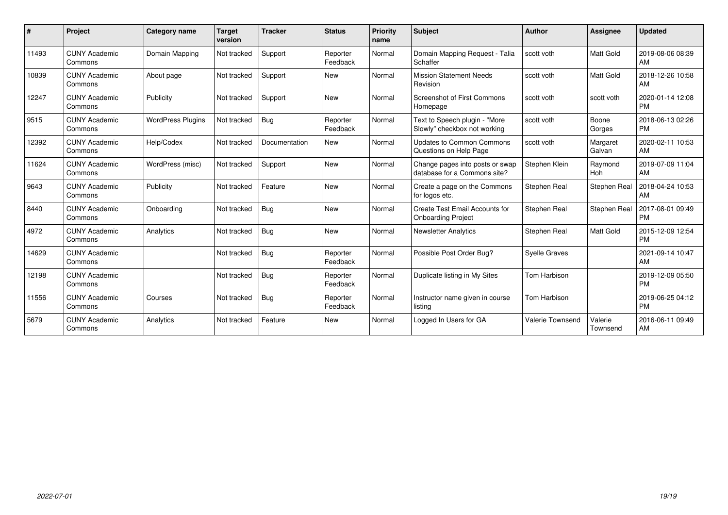| # | Project | Category name | Target version | Tracker | Status | Priority name | Subject | Author | Assignee | Updated |
|---|---|---|---|---|---|---|---|---|---|---|
| 11493 | CUNY Academic Commons | Domain Mapping | Not tracked | Support | Reporter Feedback | Normal | Domain Mapping Request - Talia Schaffer | scott voth | Matt Gold | 2019-08-06 08:39 AM |
| 10839 | CUNY Academic Commons | About page | Not tracked | Support | New | Normal | Mission Statement Needs Revision | scott voth | Matt Gold | 2018-12-26 10:58 AM |
| 12247 | CUNY Academic Commons | Publicity | Not tracked | Support | New | Normal | Screenshot of First Commons Homepage | scott voth | scott voth | 2020-01-14 12:08 PM |
| 9515 | CUNY Academic Commons | WordPress Plugins | Not tracked | Bug | Reporter Feedback | Normal | Text to Speech plugin - "More Slowly" checkbox not working | scott voth | Boone Gorges | 2018-06-13 02:26 PM |
| 12392 | CUNY Academic Commons | Help/Codex | Not tracked | Documentation | New | Normal | Updates to Common Commons Questions on Help Page | scott voth | Margaret Galvan | 2020-02-11 10:53 AM |
| 11624 | CUNY Academic Commons | WordPress (misc) | Not tracked | Support | New | Normal | Change pages into posts or swap database for a Commons site? | Stephen Klein | Raymond Hoh | 2019-07-09 11:04 AM |
| 9643 | CUNY Academic Commons | Publicity | Not tracked | Feature | New | Normal | Create a page on the Commons for logos etc. | Stephen Real | Stephen Real | 2018-04-24 10:53 AM |
| 8440 | CUNY Academic Commons | Onboarding | Not tracked | Bug | New | Normal | Create Test Email Accounts for Onboarding Project | Stephen Real | Stephen Real | 2017-08-01 09:49 PM |
| 4972 | CUNY Academic Commons | Analytics | Not tracked | Bug | New | Normal | Newsletter Analytics | Stephen Real | Matt Gold | 2015-12-09 12:54 PM |
| 14629 | CUNY Academic Commons | | Not tracked | Bug | Reporter Feedback | Normal | Possible Post Order Bug? | Syelle Graves | | 2021-09-14 10:47 AM |
| 12198 | CUNY Academic Commons | | Not tracked | Bug | Reporter Feedback | Normal | Duplicate listing in My Sites | Tom Harbison | | 2019-12-09 05:50 PM |
| 11556 | CUNY Academic Commons | Courses | Not tracked | Bug | Reporter Feedback | Normal | Instructor name given in course listing | Tom Harbison | | 2019-06-25 04:12 PM |
| 5679 | CUNY Academic Commons | Analytics | Not tracked | Feature | New | Normal | Logged In Users for GA | Valerie Townsend | Valerie Townsend | 2016-06-11 09:49 AM |